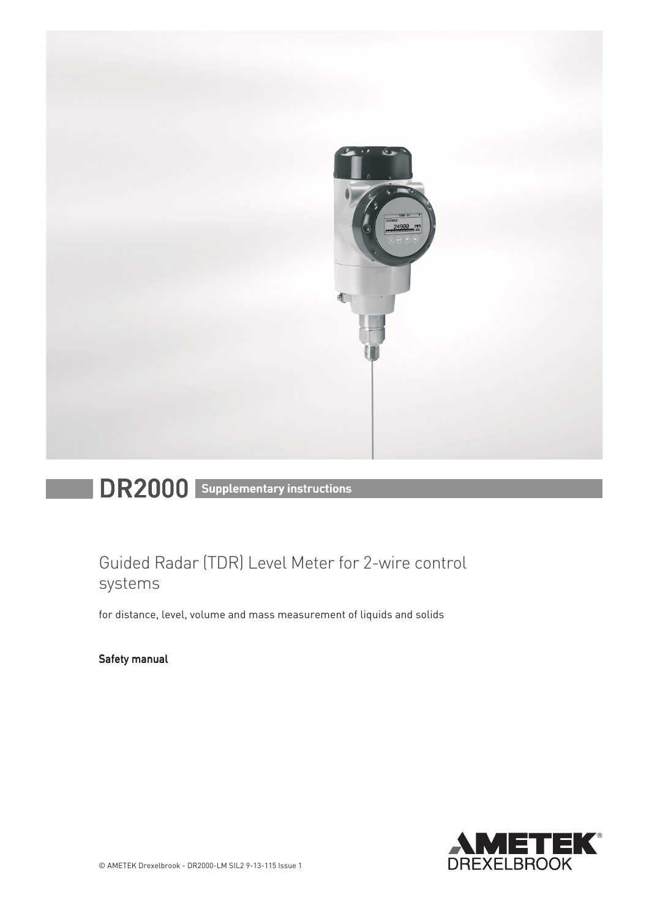# DR2000 Supplementary instructions

## Guided Radar (TDR) Level Meter for 2-wire control systems

for distance, level, volume and mass measurement of liquids and solids

**Safety manual**

© AMETEK Drexelbrook - DR2000-LM SIL2 9-13-115 Issue 1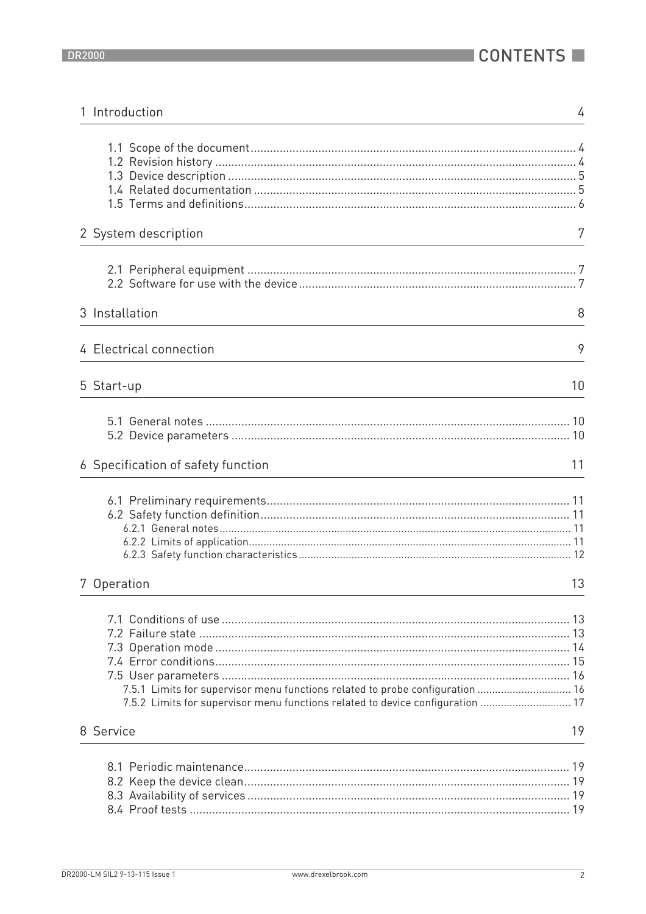# CONTENTS

| | |
|---|---|
| **1 Introduction** | **4** |
| 1.1 Scope of the document | 4 |
| 1.2 Revision history | 4 |
| 1.3 Device description | 5 |
| 1.4 Related documentation | 5 |
| 1.5 Terms and definitions | 6 |
| **2 System description** | **7** |
| 2.1 Peripheral equipment | 7 |
| 2.2 Software for use with the device | 7 |
| **3 Installation** | **8** |
| **4 Electrical connection** | **9** |
| **5 Start-up** | **10** |
| 5.1 General notes | 10 |
| 5.2 Device parameters | 10 |
| **6 Specification of safety function** | **11** |
| 6.1 Preliminary requirements | 11 |
| 6.2 Safety function definition | 11 |
| 6.2.1 General notes | 11 |
| 6.2.2 Limits of application | 11 |
| 6.2.3 Safety function characteristics | 12 |
| **7 Operation** | **13** |
| 7.1 Conditions of use | 13 |
| 7.2 Failure state | 13 |
| 7.3 Operation mode | 14 |
| 7.4 Error conditions | 15 |
| 7.5 User parameters | 16 |
| 7.5.1 Limits for supervisor menu functions related to probe configuration | 16 |
| 7.5.2 Limits for supervisor menu functions related to device configuration | 17 |
| **8 Service** | **19** |
| 8.1 Periodic maintenance | 19 |
| 8.2 Keep the device clean | 19 |
| 8.3 Availability of services | 19 |
| 8.4 Proof tests | 19 |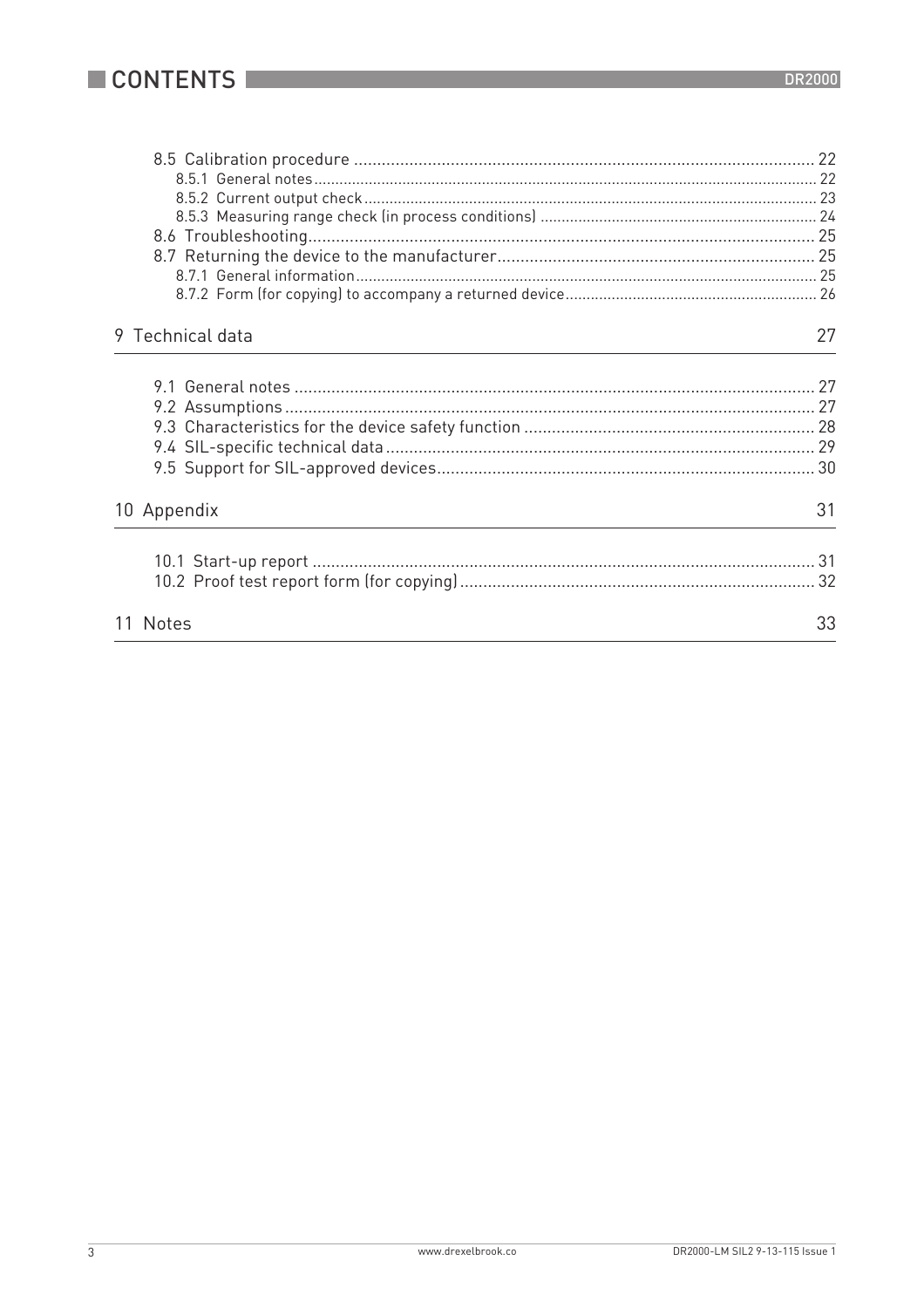# CONTENTS

8.5 Calibration procedure ... 22
- 8.5.1 General notes ... 22
- 8.5.2 Current output check ... 23
- 8.5.3 Measuring range check (in process conditions) ... 24

8.6 Troubleshooting ... 25

8.7 Returning the device to the manufacturer ... 25
- 8.7.1 General information ... 25
- 8.7.2 Form (for copying) to accompany a returned device ... 26

## 9 Technical data — 27

9.1 General notes ... 27
9.2 Assumptions ... 27
9.3 Characteristics for the device safety function ... 28
9.4 SIL-specific technical data ... 29
9.5 Support for SIL-approved devices ... 30

## 10 Appendix — 31

10.1 Start-up report ... 31
10.2 Proof test report form (for copying) ... 32

## 11 Notes — 33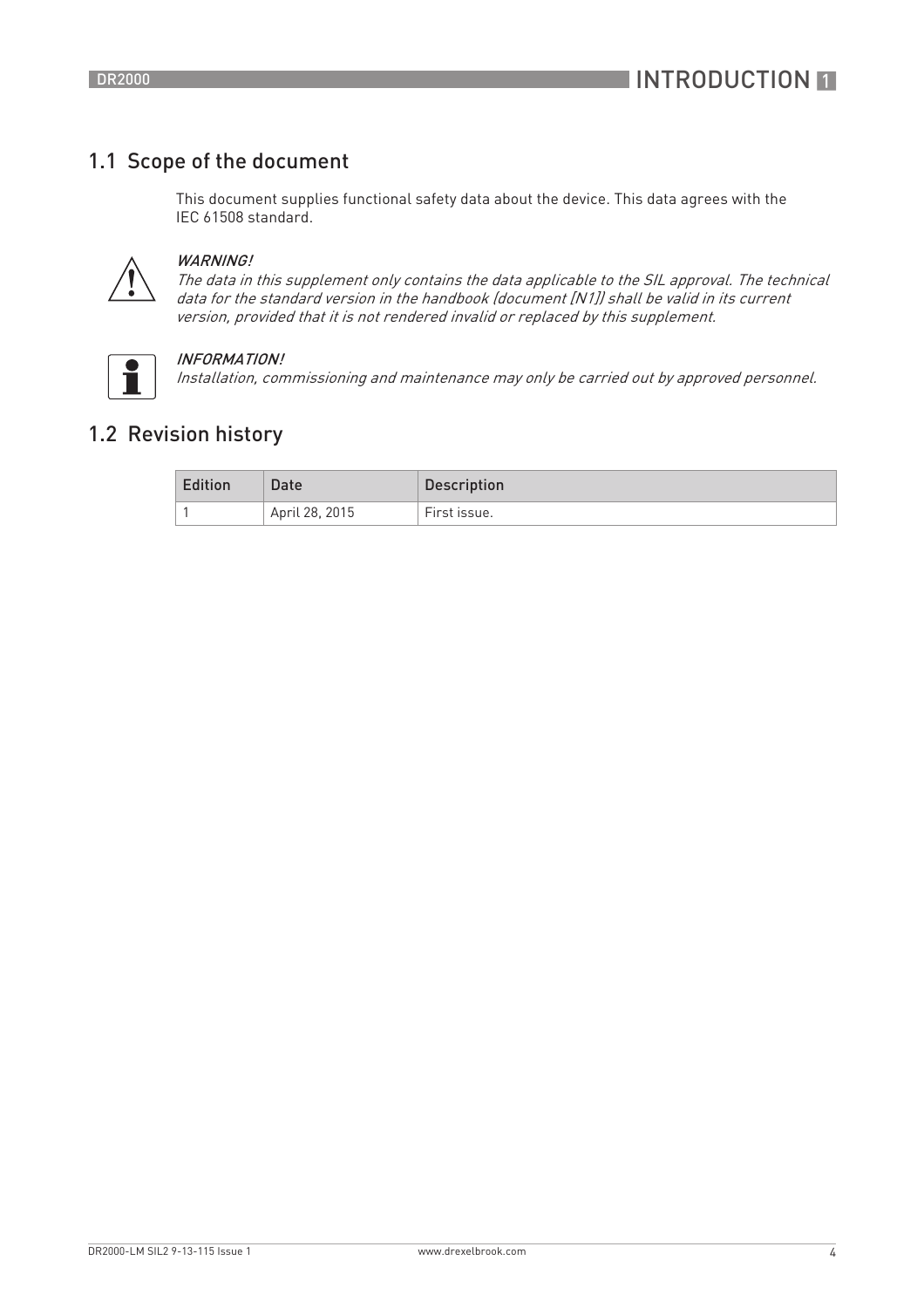## 1.1 Scope of the document

This document supplies functional safety data about the device. This data agrees with the IEC 61508 standard.

*WARNING!*
*The data in this supplement only contains the data applicable to the SIL approval. The technical data for the standard version in the handbook (document [N1]) shall be valid in its current version, provided that it is not rendered invalid or replaced by this supplement.*

*INFORMATION!*
*Installation, commissioning and maintenance may only be carried out by approved personnel.*

## 1.2 Revision history

| Edition | Date | Description |
| --- | --- | --- |
| 1 | April 28, 2015 | First issue. |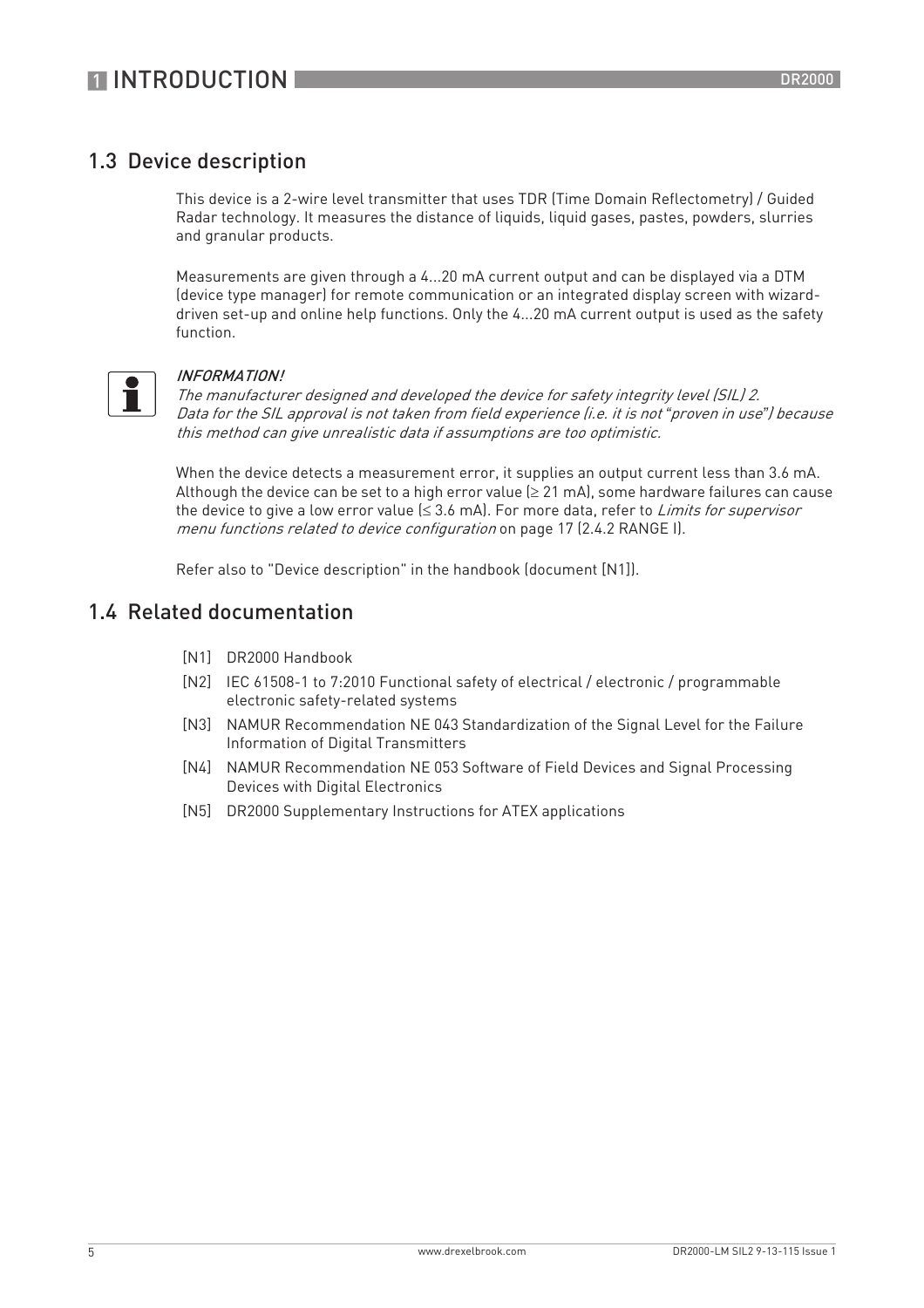## 1.3 Device description

This device is a 2-wire level transmitter that uses TDR (Time Domain Reflectometry) / Guided Radar technology. It measures the distance of liquids, liquid gases, pastes, powders, slurries and granular products.

Measurements are given through a 4...20 mA current output and can be displayed via a DTM (device type manager) for remote communication or an integrated display screen with wizard-driven set-up and online help functions. Only the 4...20 mA current output is used as the safety function.

*INFORMATION!*
*The manufacturer designed and developed the device for safety integrity level (SIL) 2. Data for the SIL approval is not taken from field experience (i.e. it is not "proven in use") because this method can give unrealistic data if assumptions are too optimistic.*

When the device detects a measurement error, it supplies an output current less than 3.6 mA. Although the device can be set to a high error value (≥ 21 mA), some hardware failures can cause the device to give a low error value (≤ 3.6 mA). For more data, refer to *Limits for supervisor menu functions related to device configuration* on page 17 (2.4.2 RANGE I).

Refer also to "Device description" in the handbook (document [N1]).

## 1.4 Related documentation

- [N1] DR2000 Handbook
- [N2] IEC 61508-1 to 7:2010 Functional safety of electrical / electronic / programmable electronic safety-related systems
- [N3] NAMUR Recommendation NE 043 Standardization of the Signal Level for the Failure Information of Digital Transmitters
- [N4] NAMUR Recommendation NE 053 Software of Field Devices and Signal Processing Devices with Digital Electronics
- [N5] DR2000 Supplementary Instructions for ATEX applications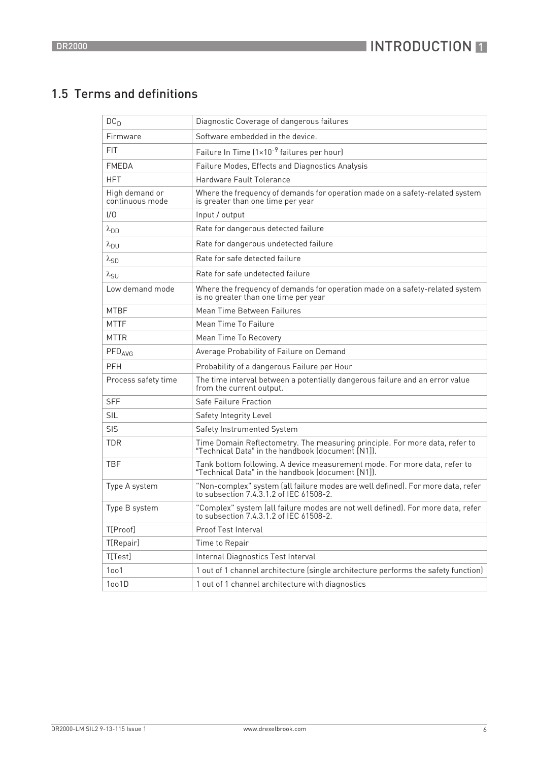## 1.5 Terms and definitions

| $DC_D$ | Diagnostic Coverage of dangerous failures |
|---|---|
| Firmware | Software embedded in the device. |
| FIT | Failure In Time ($1 \times 10^{-9}$ failures per hour) |
| FMEDA | Failure Modes, Effects and Diagnostics Analysis |
| HFT | Hardware Fault Tolerance |
| High demand or continuous mode | Where the frequency of demands for operation made on a safety-related system is greater than one time per year |
| I/O | Input / output |
| $\lambda_{DD}$ | Rate for dangerous detected failure |
| $\lambda_{DU}$ | Rate for dangerous undetected failure |
| $\lambda_{SD}$ | Rate for safe detected failure |
| $\lambda_{SU}$ | Rate for safe undetected failure |
| Low demand mode | Where the frequency of demands for operation made on a safety-related system is no greater than one time per year |
| MTBF | Mean Time Between Failures |
| MTTF | Mean Time To Failure |
| MTTR | Mean Time To Recovery |
| $PFD_{AVG}$ | Average Probability of Failure on Demand |
| PFH | Probability of a dangerous Failure per Hour |
| Process safety time | The time interval between a potentially dangerous failure and an error value from the current output. |
| SFF | Safe Failure Fraction |
| SIL | Safety Integrity Level |
| SIS | Safety Instrumented System |
| TDR | Time Domain Reflectometry. The measuring principle. For more data, refer to "Technical Data" in the handbook (document [N1]). |
| TBF | Tank bottom following. A device measurement mode. For more data, refer to "Technical Data" in the handbook (document [N1]). |
| Type A system | "Non-complex" system (all failure modes are well defined). For more data, refer to subsection 7.4.3.1.2 of IEC 61508-2. |
| Type B system | "Complex" system (all failure modes are not well defined). For more data, refer to subsection 7.4.3.1.2 of IEC 61508-2. |
| T[Proof] | Proof Test Interval |
| T[Repair] | Time to Repair |
| T[Test] | Internal Diagnostics Test Interval |
| 1oo1 | 1 out of 1 channel architecture (single architecture performs the safety function) |
| 1oo1D | 1 out of 1 channel architecture with diagnostics |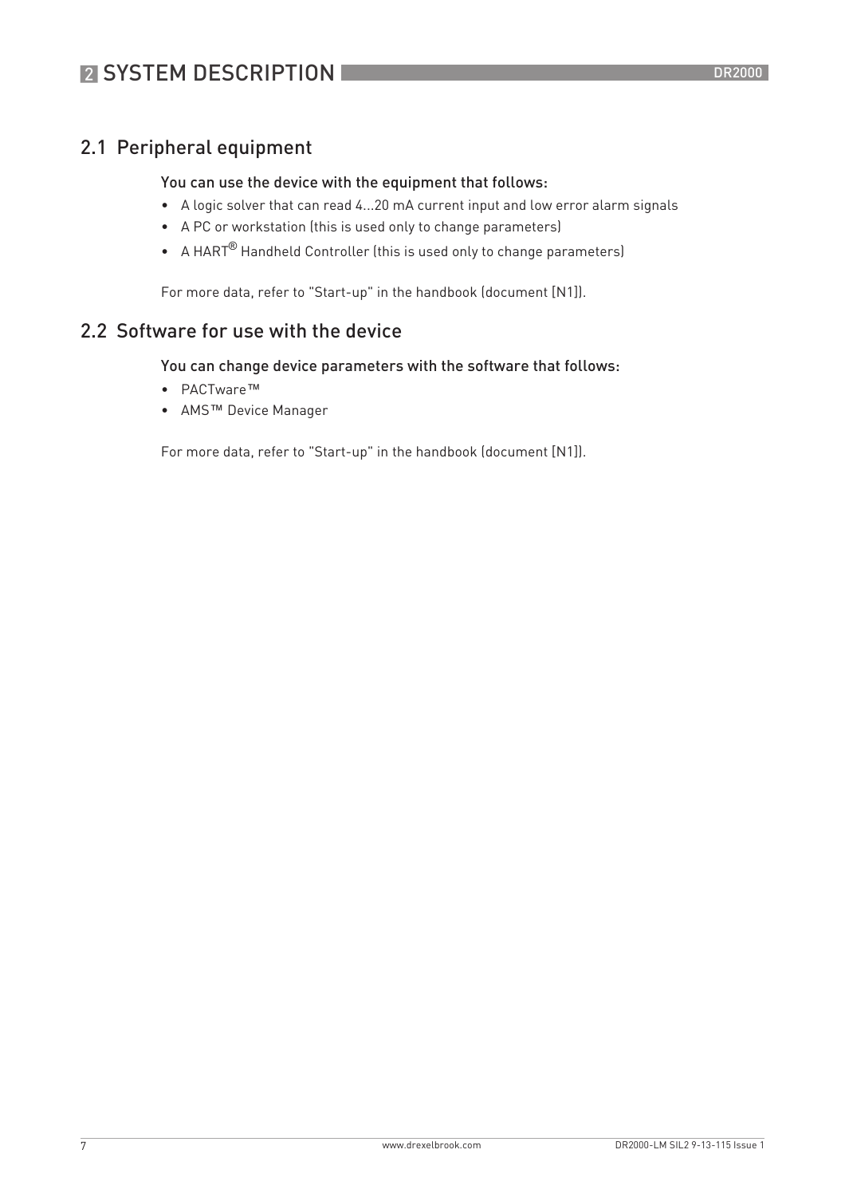## 2.1 Peripheral equipment

You can use the device with the equipment that follows:

- A logic solver that can read 4...20 mA current input and low error alarm signals
- A PC or workstation (this is used only to change parameters)
- A HART® Handheld Controller (this is used only to change parameters)

For more data, refer to "Start-up" in the handbook (document [N1]).

## 2.2 Software for use with the device

You can change device parameters with the software that follows:

- PACTware™
- AMS™ Device Manager

For more data, refer to "Start-up" in the handbook (document [N1]).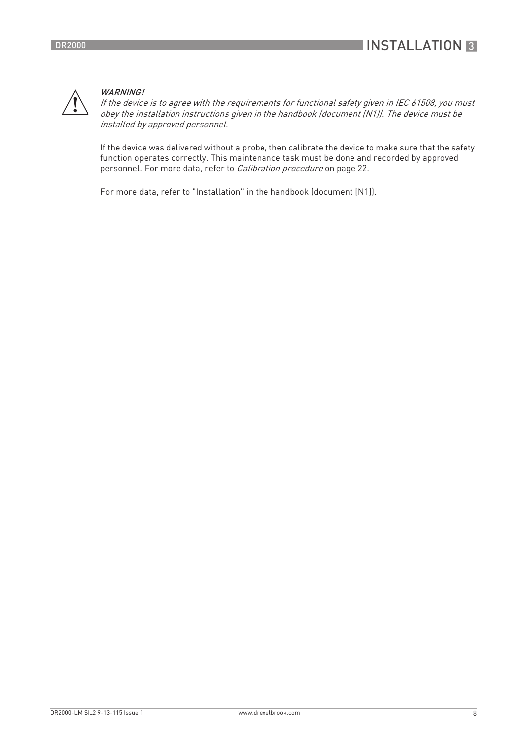*WARNING!*
*If the device is to agree with the requirements for functional safety given in IEC 61508, you must obey the installation instructions given in the handbook (document [N1]). The device must be installed by approved personnel.*

If the device was delivered without a probe, then calibrate the device to make sure that the safety function operates correctly. This maintenance task must be done and recorded by approved personnel. For more data, refer to *Calibration procedure* on page 22.

For more data, refer to "Installation" in the handbook (document [N1]).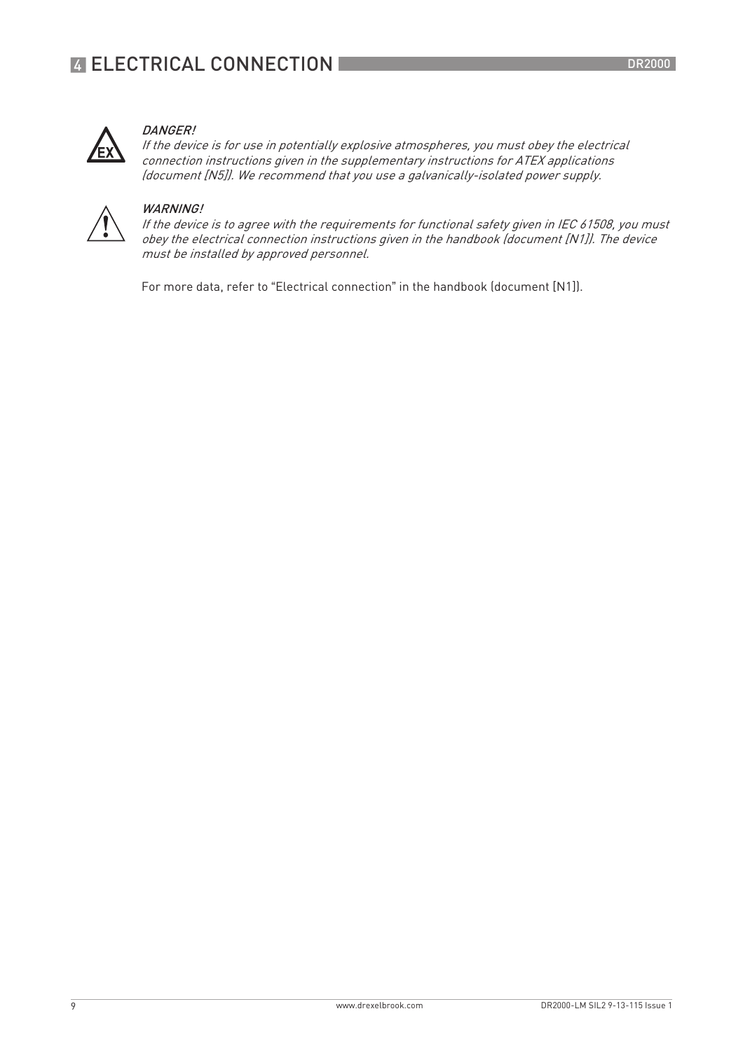# 4 ELECTRICAL CONNECTION

*DANGER!*
*If the device is for use in potentially explosive atmospheres, you must obey the electrical connection instructions given in the supplementary instructions for ATEX applications (document [N5]). We recommend that you use a galvanically-isolated power supply.*

*WARNING!*
*If the device is to agree with the requirements for functional safety given in IEC 61508, you must obey the electrical connection instructions given in the handbook (document [N1]). The device must be installed by approved personnel.*

For more data, refer to "Electrical connection" in the handbook (document [N1]).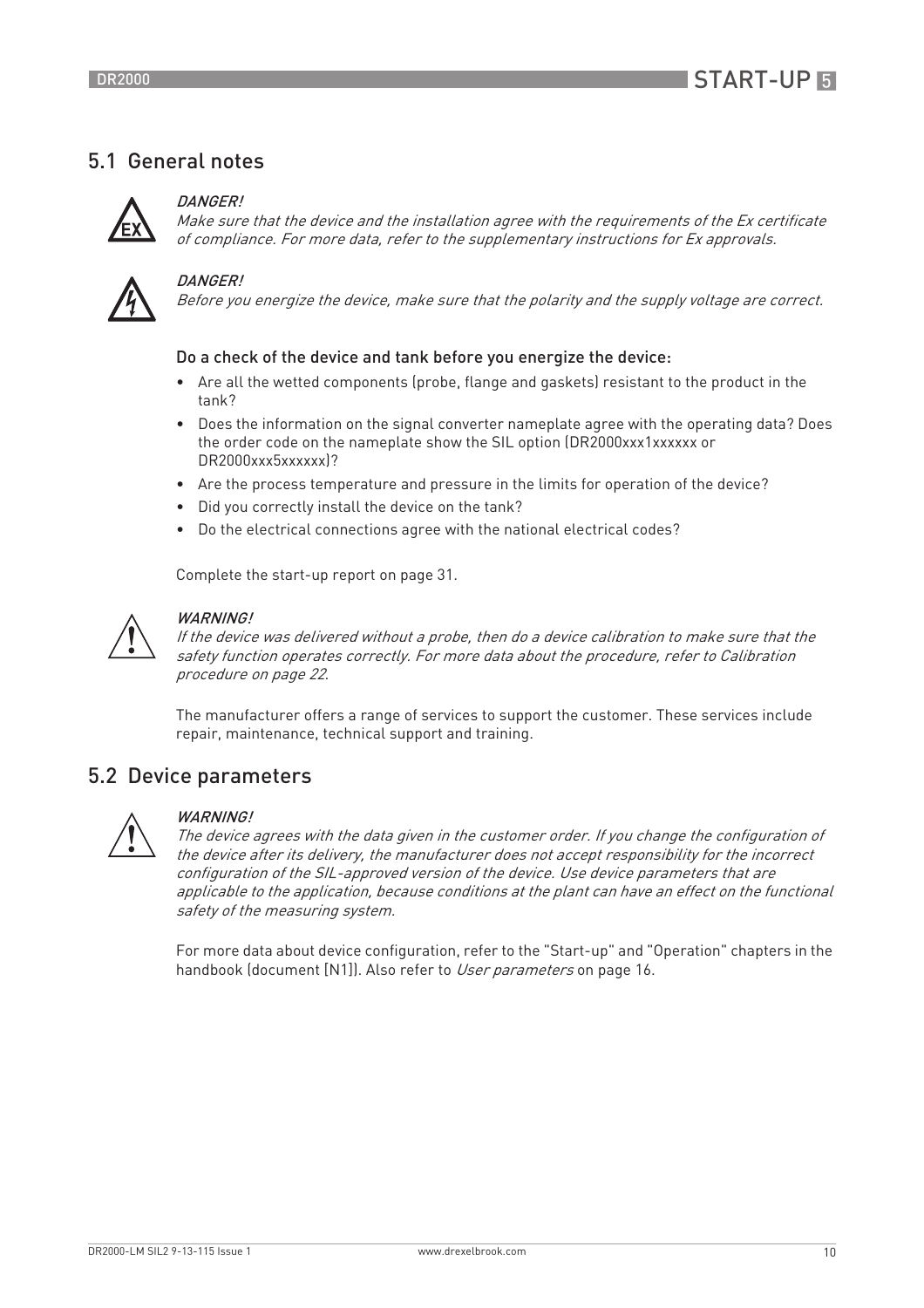## 5.1 General notes

*DANGER!*
*Make sure that the device and the installation agree with the requirements of the Ex certificate of compliance. For more data, refer to the supplementary instructions for Ex approvals.*

*DANGER!*
*Before you energize the device, make sure that the polarity and the supply voltage are correct.*

Do a check of the device and tank before you energize the device:

- Are all the wetted components (probe, flange and gaskets) resistant to the product in the tank?
- Does the information on the signal converter nameplate agree with the operating data? Does the order code on the nameplate show the SIL option (DR2000xxx1xxxxxx or DR2000xxx5xxxxxx)?
- Are the process temperature and pressure in the limits for operation of the device?
- Did you correctly install the device on the tank?
- Do the electrical connections agree with the national electrical codes?

Complete the start-up report on page 31.

*WARNING!*
*If the device was delivered without a probe, then do a device calibration to make sure that the safety function operates correctly. For more data about the procedure, refer to Calibration procedure on page 22.*

The manufacturer offers a range of services to support the customer. These services include repair, maintenance, technical support and training.

## 5.2 Device parameters

*WARNING!*
*The device agrees with the data given in the customer order. If you change the configuration of the device after its delivery, the manufacturer does not accept responsibility for the incorrect configuration of the SIL-approved version of the device. Use device parameters that are applicable to the application, because conditions at the plant can have an effect on the functional safety of the measuring system.*

For more data about device configuration, refer to the "Start-up" and "Operation" chapters in the handbook (document [N1]). Also refer to *User parameters* on page 16.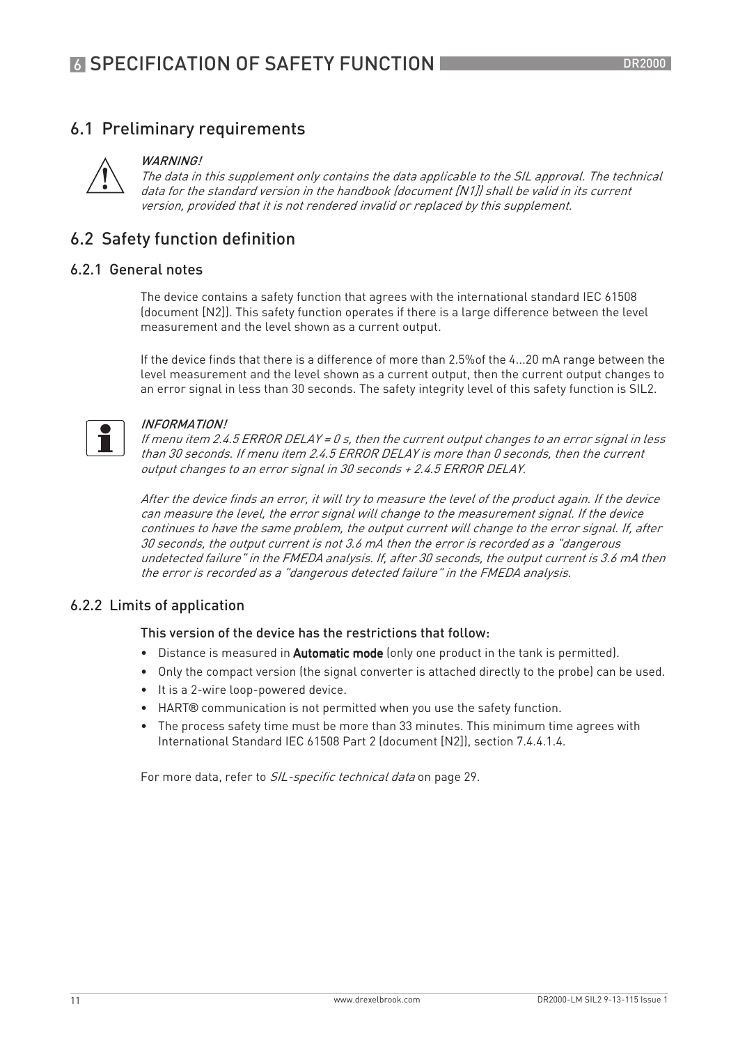# 6 SPECIFICATION OF SAFETY FUNCTION

## 6.1 Preliminary requirements

*WARNING!*
*The data in this supplement only contains the data applicable to the SIL approval. The technical data for the standard version in the handbook (document [N1]) shall be valid in its current version, provided that it is not rendered invalid or replaced by this supplement.*

## 6.2 Safety function definition

### 6.2.1 General notes

The device contains a safety function that agrees with the international standard IEC 61508 (document [N2]). This safety function operates if there is a large difference between the level measurement and the level shown as a current output.

If the device finds that there is a difference of more than 2.5%of the 4...20 mA range between the level measurement and the level shown as a current output, then the current output changes to an error signal in less than 30 seconds. The safety integrity level of this safety function is SIL2.

*INFORMATION!*
*If menu item 2.4.5 ERROR DELAY = 0 s, then the current output changes to an error signal in less than 30 seconds. If menu item 2.4.5 ERROR DELAY is more than 0 seconds, then the current output changes to an error signal in 30 seconds + 2.4.5 ERROR DELAY.*

*After the device finds an error, it will try to measure the level of the product again. If the device can measure the level, the error signal will change to the measurement signal. If the device continues to have the same problem, the output current will change to the error signal. If, after 30 seconds, the output current is not 3.6 mA then the error is recorded as a "dangerous undetected failure" in the FMEDA analysis. If, after 30 seconds, the output current is 3.6 mA then the error is recorded as a "dangerous detected failure" in the FMEDA analysis.*

### 6.2.2 Limits of application

**This version of the device has the restrictions that follow:**

- Distance is measured in **Automatic mode** (only one product in the tank is permitted).
- Only the compact version (the signal converter is attached directly to the probe) can be used.
- It is a 2-wire loop-powered device.
- HART® communication is not permitted when you use the safety function.
- The process safety time must be more than 33 minutes. This minimum time agrees with International Standard IEC 61508 Part 2 (document [N2]), section 7.4.4.1.4.

For more data, refer to *SIL-specific technical data* on page 29.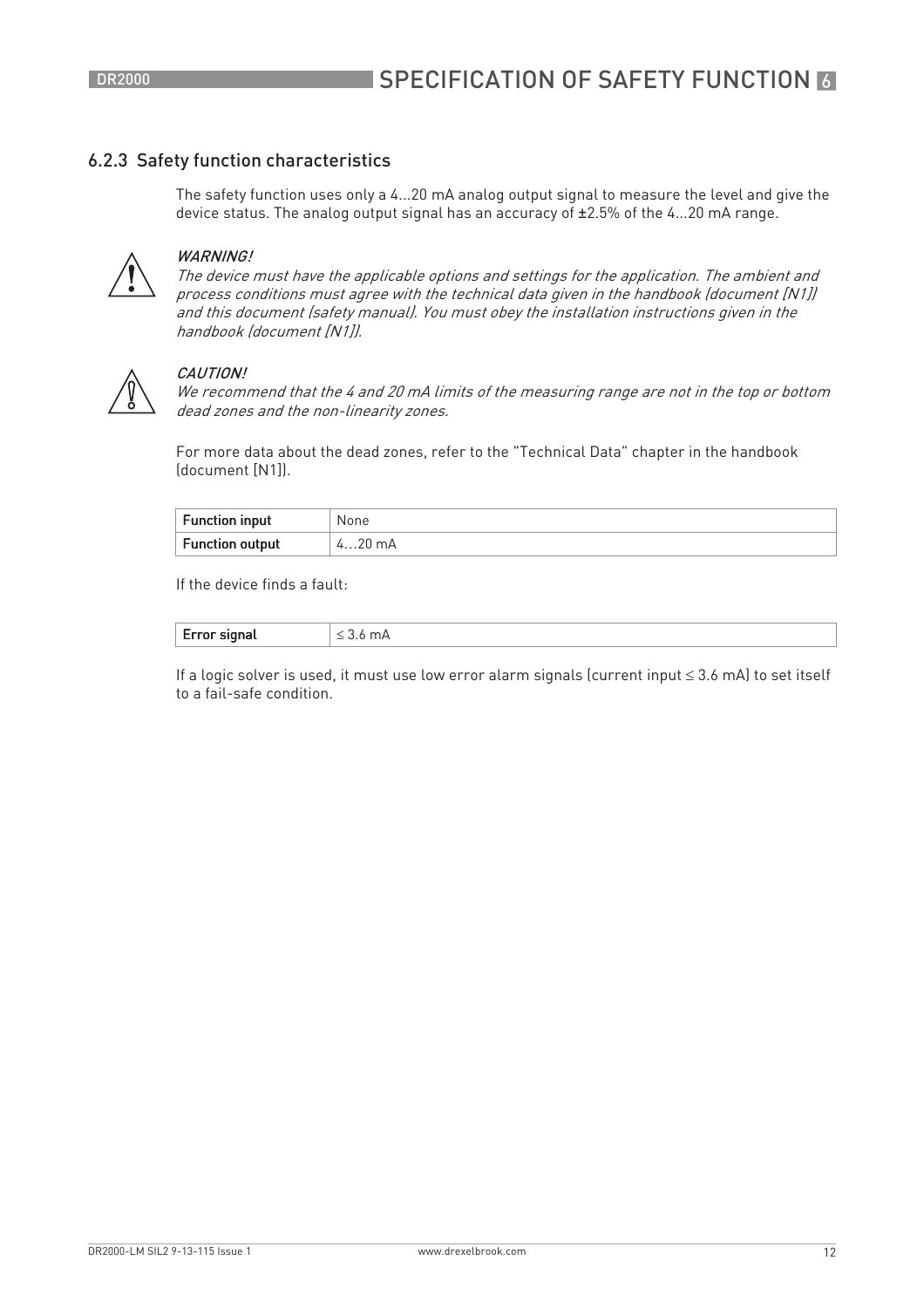### 6.2.3 Safety function characteristics

The safety function uses only a 4...20 mA analog output signal to measure the level and give the device status. The analog output signal has an accuracy of ±2.5% of the 4...20 mA range.

***WARNING!***
*The device must have the applicable options and settings for the application. The ambient and process conditions must agree with the technical data given in the handbook (document [N1]) and this document (safety manual). You must obey the installation instructions given in the handbook (document [N1]).*

***CAUTION!***
*We recommend that the 4 and 20 mA limits of the measuring range are not in the top or bottom dead zones and the non-linearity zones.*

For more data about the dead zones, refer to the "Technical Data" chapter in the handbook (document [N1]).

| **Function input** | None |
|---|---|
| **Function output** | 4…20 mA |

If the device finds a fault:

| **Error signal** | ≤ 3.6 mA |
|---|---|

If a logic solver is used, it must use low error alarm signals (current input ≤ 3.6 mA) to set itself to a fail-safe condition.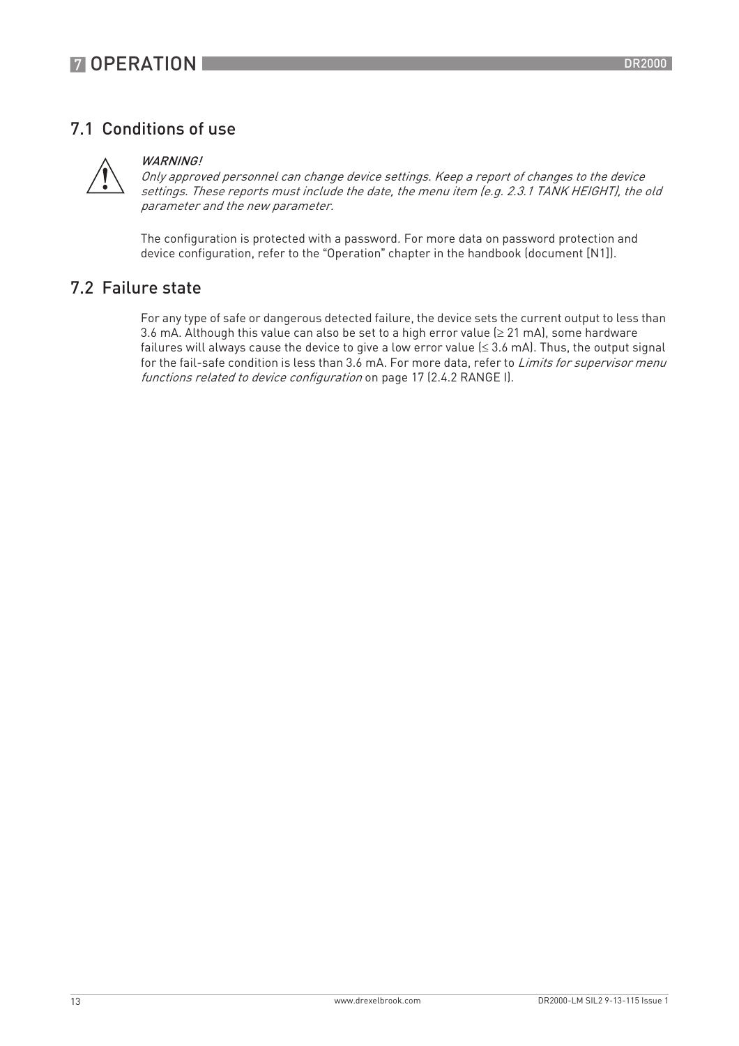## 7.1 Conditions of use

*WARNING!*
*Only approved personnel can change device settings. Keep a report of changes to the device settings. These reports must include the date, the menu item (e.g. 2.3.1 TANK HEIGHT), the old parameter and the new parameter.*

The configuration is protected with a password. For more data on password protection and device configuration, refer to the "Operation" chapter in the handbook (document [N1]).

## 7.2 Failure state

For any type of safe or dangerous detected failure, the device sets the current output to less than 3.6 mA. Although this value can also be set to a high error value (≥ 21 mA), some hardware failures will always cause the device to give a low error value (≤ 3.6 mA). Thus, the output signal for the fail-safe condition is less than 3.6 mA. For more data, refer to *Limits for supervisor menu functions related to device configuration* on page 17 (2.4.2 RANGE I).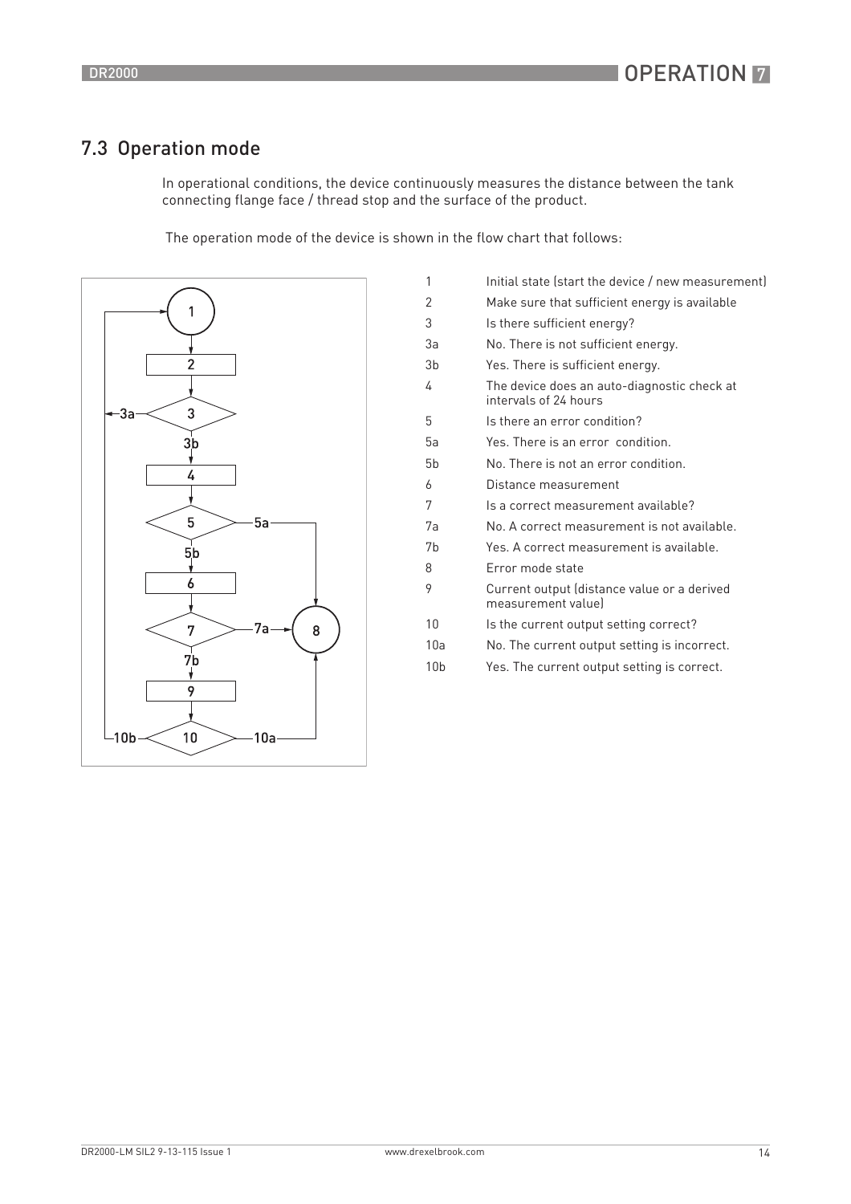## 7.3 Operation mode

In operational conditions, the device continuously measures the distance between the tank connecting flange face / thread stop and the surface of the product.

The operation mode of the device is shown in the flow chart that follows:

| | |
|---|---|
| 1 | Initial state (start the device / new measurement) |
| 2 | Make sure that sufficient energy is available |
| 3 | Is there sufficient energy? |
| 3a | No. There is not sufficient energy. |
| 3b | Yes. There is sufficient energy. |
| 4 | The device does an auto-diagnostic check at intervals of 24 hours |
| 5 | Is there an error condition? |
| 5a | Yes. There is an error condition. |
| 5b | No. There is not an error condition. |
| 6 | Distance measurement |
| 7 | Is a correct measurement available? |
| 7a | No. A correct measurement is not available. |
| 7b | Yes. A correct measurement is available. |
| 8 | Error mode state |
| 9 | Current output (distance value or a derived measurement value) |
| 10 | Is the current output setting correct? |
| 10a | No. The current output setting is incorrect. |
| 10b | Yes. The current output setting is correct. |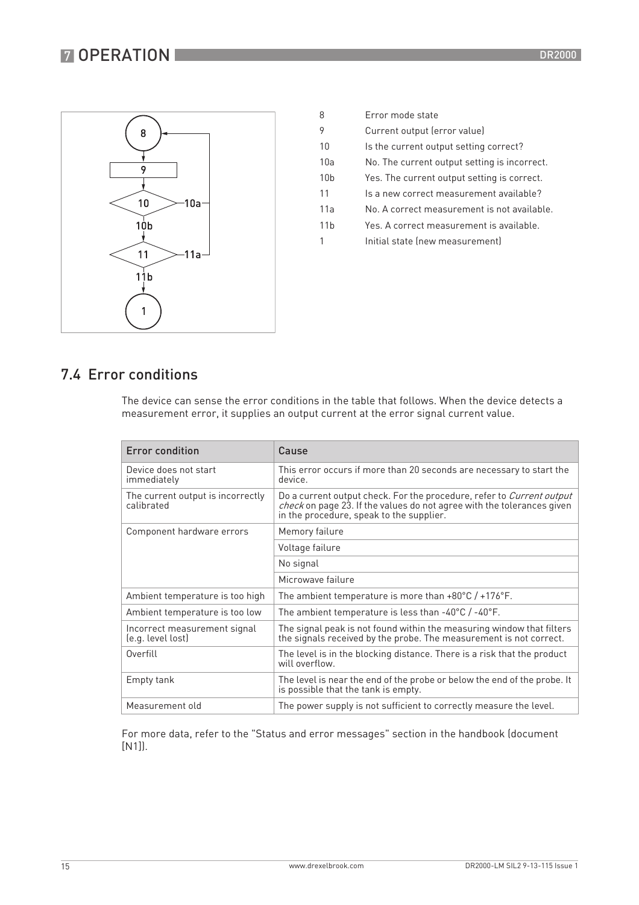| | |
|---|---|
| 8 | Error mode state |
| 9 | Current output (error value) |
| 10 | Is the current output setting correct? |
| 10a | No. The current output setting is incorrect. |
| 10b | Yes. The current output setting is correct. |
| 11 | Is a new correct measurement available? |
| 11a | No. A correct measurement is not available. |
| 11b | Yes. A correct measurement is available. |
| 1 | Initial state (new measurement) |

## 7.4 Error conditions

The device can sense the error conditions in the table that follows. When the device detects a measurement error, it supplies an output current at the error signal current value.

| Error condition | Cause |
|---|---|
| Device does not start immediately | This error occurs if more than 20 seconds are necessary to start the device. |
| The current output is incorrectly calibrated | Do a current output check. For the procedure, refer to *Current output check* on page 23. If the values do not agree with the tolerances given in the procedure, speak to the supplier. |
| Component hardware errors | Memory failure |
| | Voltage failure |
| | No signal |
| | Microwave failure |
| Ambient temperature is too high | The ambient temperature is more than +80°C / +176°F. |
| Ambient temperature is too low | The ambient temperature is less than -40°C / -40°F. |
| Incorrect measurement signal (e.g. level lost) | The signal peak is not found within the measuring window that filters the signals received by the probe. The measurement is not correct. |
| Overfill | The level is in the blocking distance. There is a risk that the product will overflow. |
| Empty tank | The level is near the end of the probe or below the end of the probe. It is possible that the tank is empty. |
| Measurement old | The power supply is not sufficient to correctly measure the level. |

For more data, refer to the "Status and error messages" section in the handbook (document [N1]).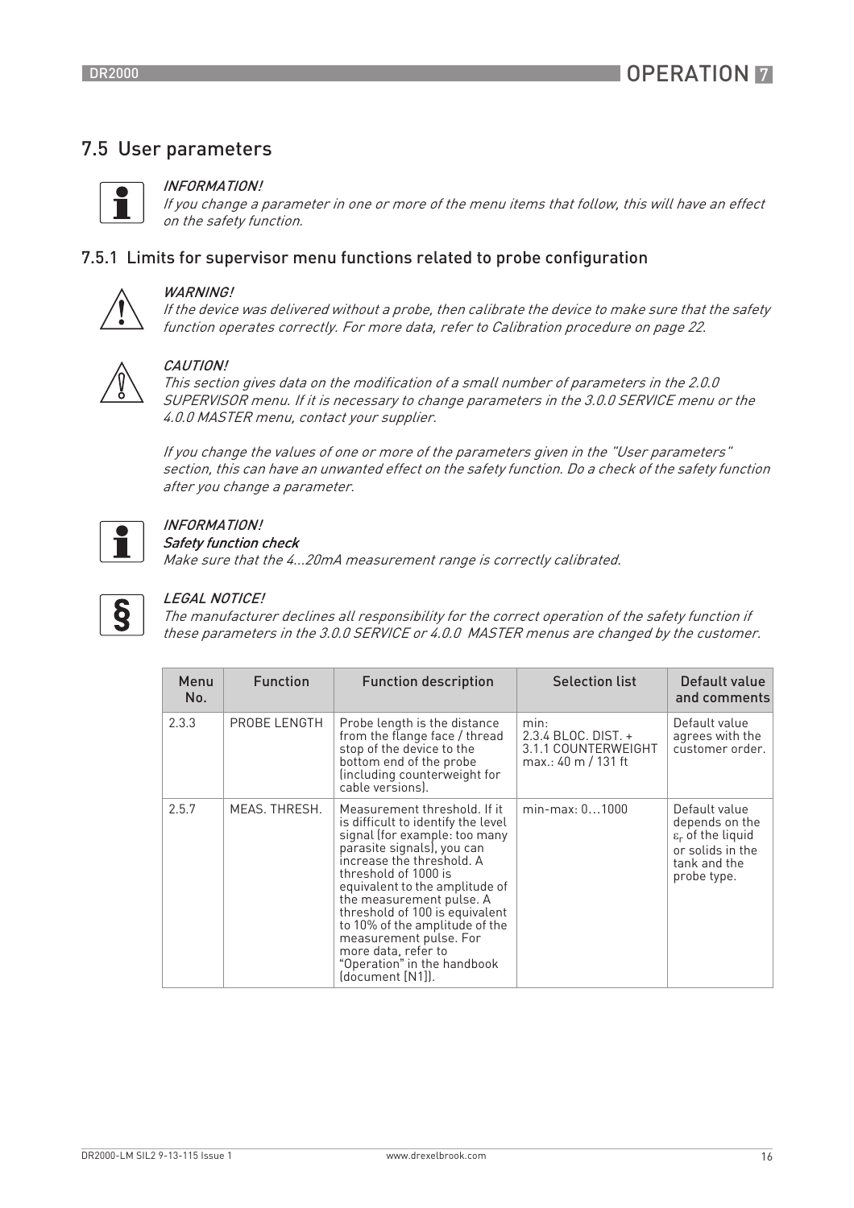## 7.5 User parameters

*INFORMATION!*
*If you change a parameter in one or more of the menu items that follow, this will have an effect on the safety function.*

### 7.5.1 Limits for supervisor menu functions related to probe configuration

*WARNING!*
*If the device was delivered without a probe, then calibrate the device to make sure that the safety function operates correctly. For more data, refer to Calibration procedure on page 22.*

*CAUTION!*
*This section gives data on the modification of a small number of parameters in the 2.0.0 SUPERVISOR menu. If it is necessary to change parameters in the 3.0.0 SERVICE menu or the 4.0.0 MASTER menu, contact your supplier.*

*If you change the values of one or more of the parameters given in the "User parameters" section, this can have an unwanted effect on the safety function. Do a check of the safety function after you change a parameter.*

*INFORMATION!*
***Safety function check***
*Make sure that the 4...20mA measurement range is correctly calibrated.*

*LEGAL NOTICE!*
*The manufacturer declines all responsibility for the correct operation of the safety function if these parameters in the 3.0.0 SERVICE or 4.0.0 MASTER menus are changed by the customer.*

| Menu No. | Function | Function description | Selection list | Default value and comments |
|---|---|---|---|---|
| 2.3.3 | PROBE LENGTH | Probe length is the distance from the flange face / thread stop of the device to the bottom end of the probe (including counterweight for cable versions). | min: 2.3.4 BLOC. DIST. + 3.1.1 COUNTERWEIGHT max.: 40 m / 131 ft | Default value agrees with the customer order. |
| 2.5.7 | MEAS. THRESH. | Measurement threshold. If it is difficult to identify the level signal (for example: too many parasite signals), you can increase the threshold. A threshold of 1000 is equivalent to the amplitude of the measurement pulse. A threshold of 100 is equivalent to 10% of the amplitude of the measurement pulse. For more data, refer to "Operation" in the handbook (document [N1]). | min-max: 0…1000 | Default value depends on the $\varepsilon_r$ of the liquid or solids in the tank and the probe type. |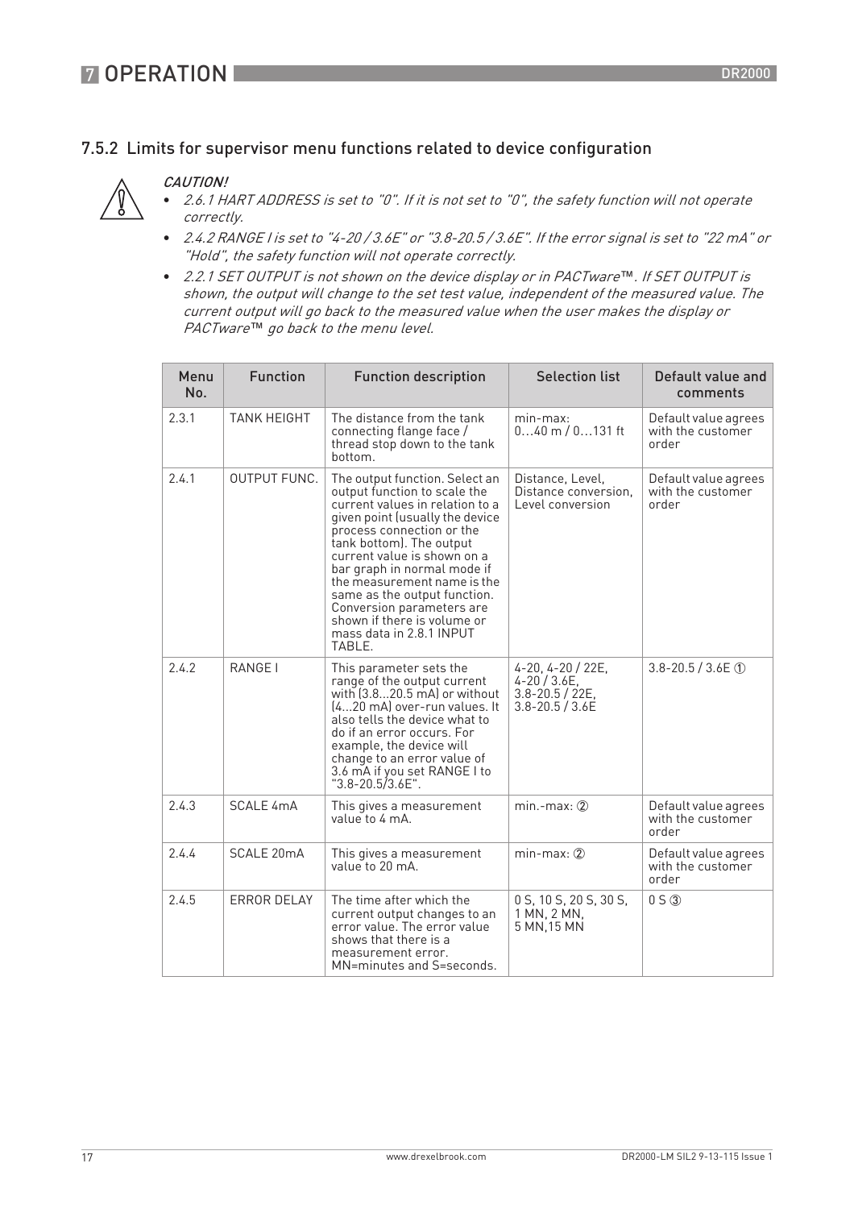## 7.5.2 Limits for supervisor menu functions related to device configuration

***CAUTION!***

- *2.6.1 HART ADDRESS is set to "0". If it is not set to "0", the safety function will not operate correctly.*
- *2.4.2 RANGE I is set to "4-20 / 3.6E" or "3.8-20.5 / 3.6E". If the error signal is set to "22 mA" or "Hold", the safety function will not operate correctly.*
- *2.2.1 SET OUTPUT is not shown on the device display or in PACTware™. If SET OUTPUT is shown, the output will change to the set test value, independent of the measured value. The current output will go back to the measured value when the user makes the display or PACTware™ go back to the menu level.*

| Menu No. | Function | Function description | Selection list | Default value and comments |
|---|---|---|---|---|
| 2.3.1 | TANK HEIGHT | The distance from the tank connecting flange face / thread stop down to the tank bottom. | min-max: 0…40 m / 0…131 ft | Default value agrees with the customer order |
| 2.4.1 | OUTPUT FUNC. | The output function. Select an output function to scale the current values in relation to a given point (usually the device process connection or the tank bottom). The output current value is shown on a bar graph in normal mode if the measurement name is the same as the output function. Conversion parameters are shown if there is volume or mass data in 2.8.1 INPUT TABLE. | Distance, Level, Distance conversion, Level conversion | Default value agrees with the customer order |
| 2.4.2 | RANGE I | This parameter sets the range of the output current with (3.8...20.5 mA) or without (4...20 mA) over-run values. It also tells the device what to do if an error occurs. For example, the device will change to an error value of 3.6 mA if you set RANGE I to "3.8-20.5/3.6E". | 4-20, 4-20 / 22E, 4-20 / 3.6E, 3.8-20.5 / 22E, 3.8-20.5 / 3.6E | 3.8-20.5 / 3.6E ① |
| 2.4.3 | SCALE 4mA | This gives a measurement value to 4 mA. | min.-max: ② | Default value agrees with the customer order |
| 2.4.4 | SCALE 20mA | This gives a measurement value to 20 mA. | min-max: ② | Default value agrees with the customer order |
| 2.4.5 | ERROR DELAY | The time after which the current output changes to an error value. The error value shows that there is a measurement error. MN=minutes and S=seconds. | 0 S, 10 S, 20 S, 30 S, 1 MN, 2 MN, 5 MN,15 MN | 0 S ③ |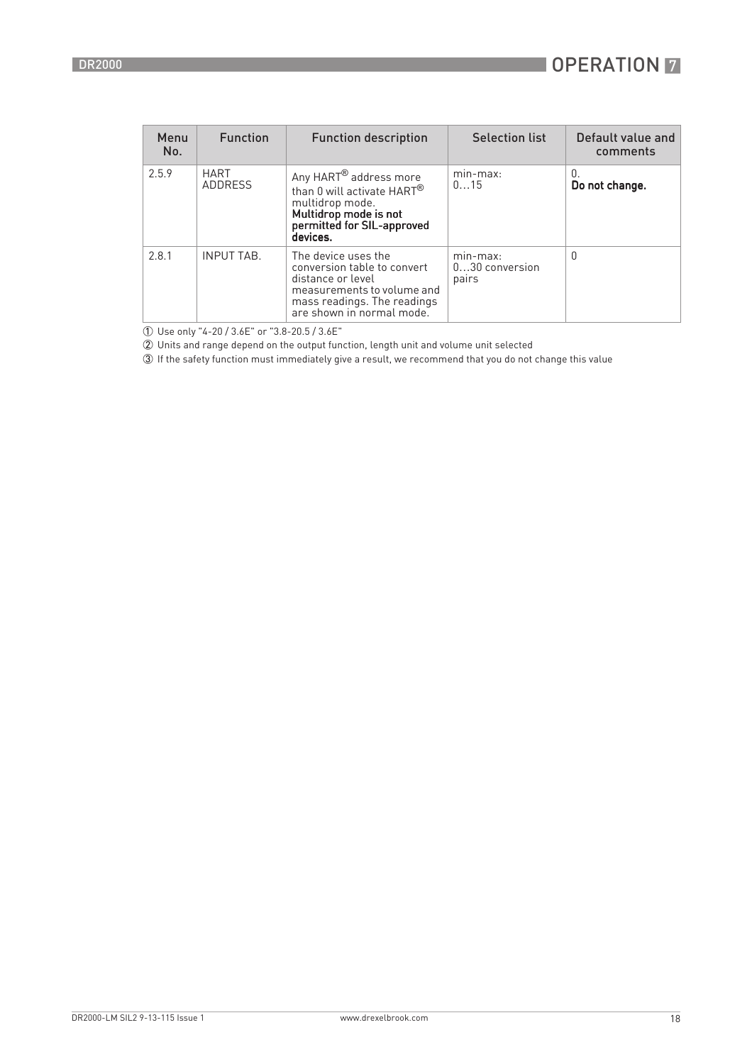| Menu No. | Function | Function description | Selection list | Default value and comments |
| --- | --- | --- | --- | --- |
| 2.5.9 | HART ADDRESS | Any HART® address more than 0 will activate HART® multidrop mode. **Multidrop mode is not permitted for SIL-approved devices.** | min-max: 0…15 | 0. **Do not change.** |
| 2.8.1 | INPUT TAB. | The device uses the conversion table to convert distance or level measurements to volume and mass readings. The readings are shown in normal mode. | min-max: 0…30 conversion pairs | 0 |

① Use only "4-20 / 3.6E" or "3.8-20.5 / 3.6E"

② Units and range depend on the output function, length unit and volume unit selected

③ If the safety function must immediately give a result, we recommend that you do not change this value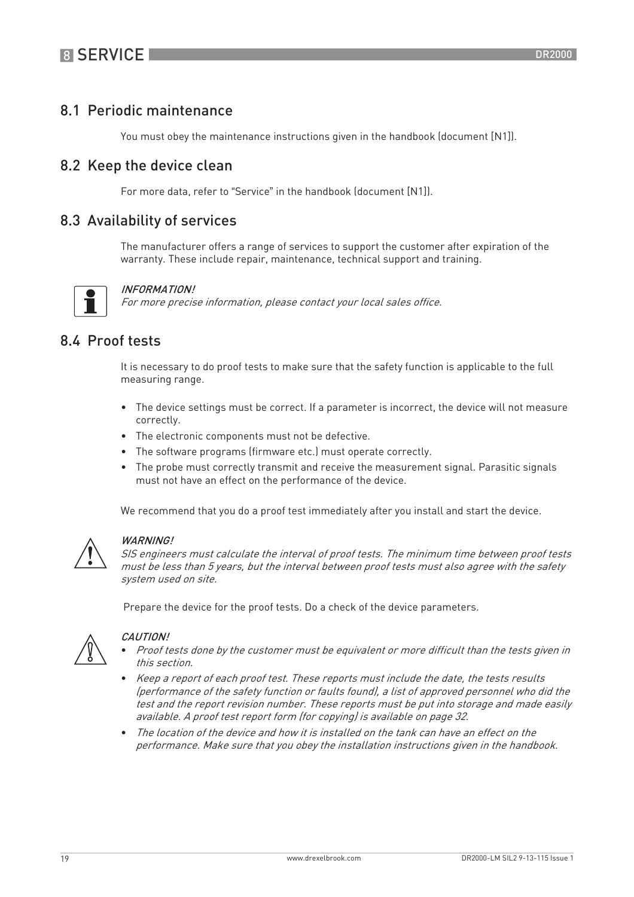## 8.1 Periodic maintenance

You must obey the maintenance instructions given in the handbook (document [N1]).

## 8.2 Keep the device clean

For more data, refer to “Service” in the handbook (document [N1]).

## 8.3 Availability of services

The manufacturer offers a range of services to support the customer after expiration of the warranty. These include repair, maintenance, technical support and training.

*INFORMATION!*
*For more precise information, please contact your local sales office.*

## 8.4 Proof tests

It is necessary to do proof tests to make sure that the safety function is applicable to the full measuring range.

- The device settings must be correct. If a parameter is incorrect, the device will not measure correctly.
- The electronic components must not be defective.
- The software programs (firmware etc.) must operate correctly.
- The probe must correctly transmit and receive the measurement signal. Parasitic signals must not have an effect on the performance of the device.

We recommend that you do a proof test immediately after you install and start the device.

*WARNING!*
*SIS engineers must calculate the interval of proof tests. The minimum time between proof tests must be less than 5 years, but the interval between proof tests must also agree with the safety system used on site.*

Prepare the device for the proof tests. Do a check of the device parameters.

*CAUTION!*
- *Proof tests done by the customer must be equivalent or more difficult than the tests given in this section.*
- *Keep a report of each proof test. These reports must include the date, the tests results (performance of the safety function or faults found), a list of approved personnel who did the test and the report revision number. These reports must be put into storage and made easily available. A proof test report form (for copying) is available on page 32.*
- *The location of the device and how it is installed on the tank can have an effect on the performance. Make sure that you obey the installation instructions given in the handbook.*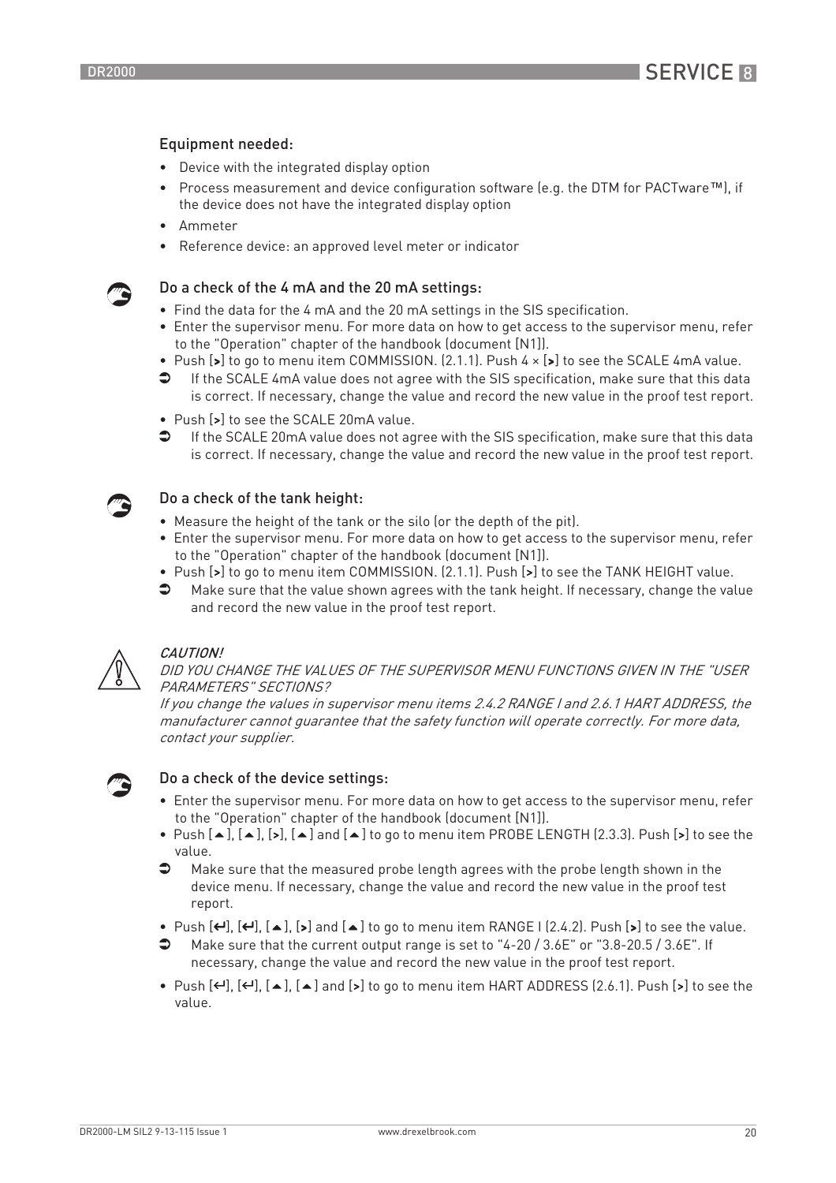### Equipment needed:

- Device with the integrated display option
- Process measurement and device configuration software (e.g. the DTM for PACTware™), if the device does not have the integrated display option
- Ammeter
- Reference device: an approved level meter or indicator

### Do a check of the 4 mA and the 20 mA settings:

- Find the data for the 4 mA and the 20 mA settings in the SIS specification.
- Enter the supervisor menu. For more data on how to get access to the supervisor menu, refer to the "Operation" chapter of the handbook (document [N1]).
- Push [>] to go to menu item COMMISSION. (2.1.1). Push 4 × [>] to see the SCALE 4mA value.

➲ If the SCALE 4mA value does not agree with the SIS specification, make sure that this data is correct. If necessary, change the value and record the new value in the proof test report.

- Push [>] to see the SCALE 20mA value.

➲ If the SCALE 20mA value does not agree with the SIS specification, make sure that this data is correct. If necessary, change the value and record the new value in the proof test report.

### Do a check of the tank height:

- Measure the height of the tank or the silo (or the depth of the pit).
- Enter the supervisor menu. For more data on how to get access to the supervisor menu, refer to the "Operation" chapter of the handbook (document [N1]).
- Push [>] to go to menu item COMMISSION. (2.1.1). Push [>] to see the TANK HEIGHT value.

➲ Make sure that the value shown agrees with the tank height. If necessary, change the value and record the new value in the proof test report.

*CAUTION!*
*DID YOU CHANGE THE VALUES OF THE SUPERVISOR MENU FUNCTIONS GIVEN IN THE "USER PARAMETERS" SECTIONS?*
*If you change the values in supervisor menu items 2.4.2 RANGE I and 2.6.1 HART ADDRESS, the manufacturer cannot guarantee that the safety function will operate correctly. For more data, contact your supplier.*

### Do a check of the device settings:

- Enter the supervisor menu. For more data on how to get access to the supervisor menu, refer to the "Operation" chapter of the handbook (document [N1]).
- Push [▲], [▲], [>], [▲] and [▲] to go to menu item PROBE LENGTH (2.3.3). Push [>] to see the value.

➲ Make sure that the measured probe length agrees with the probe length shown in the device menu. If necessary, change the value and record the new value in the proof test report.

- Push [↵], [↵], [▲], [>] and [▲] to go to menu item RANGE I (2.4.2). Push [>] to see the value.

➲ Make sure that the current output range is set to "4-20 / 3.6E" or "3.8-20.5 / 3.6E". If necessary, change the value and record the new value in the proof test report.

- Push [↵], [↵], [▲], [▲] and [>] to go to menu item HART ADDRESS (2.6.1). Push [>] to see the value.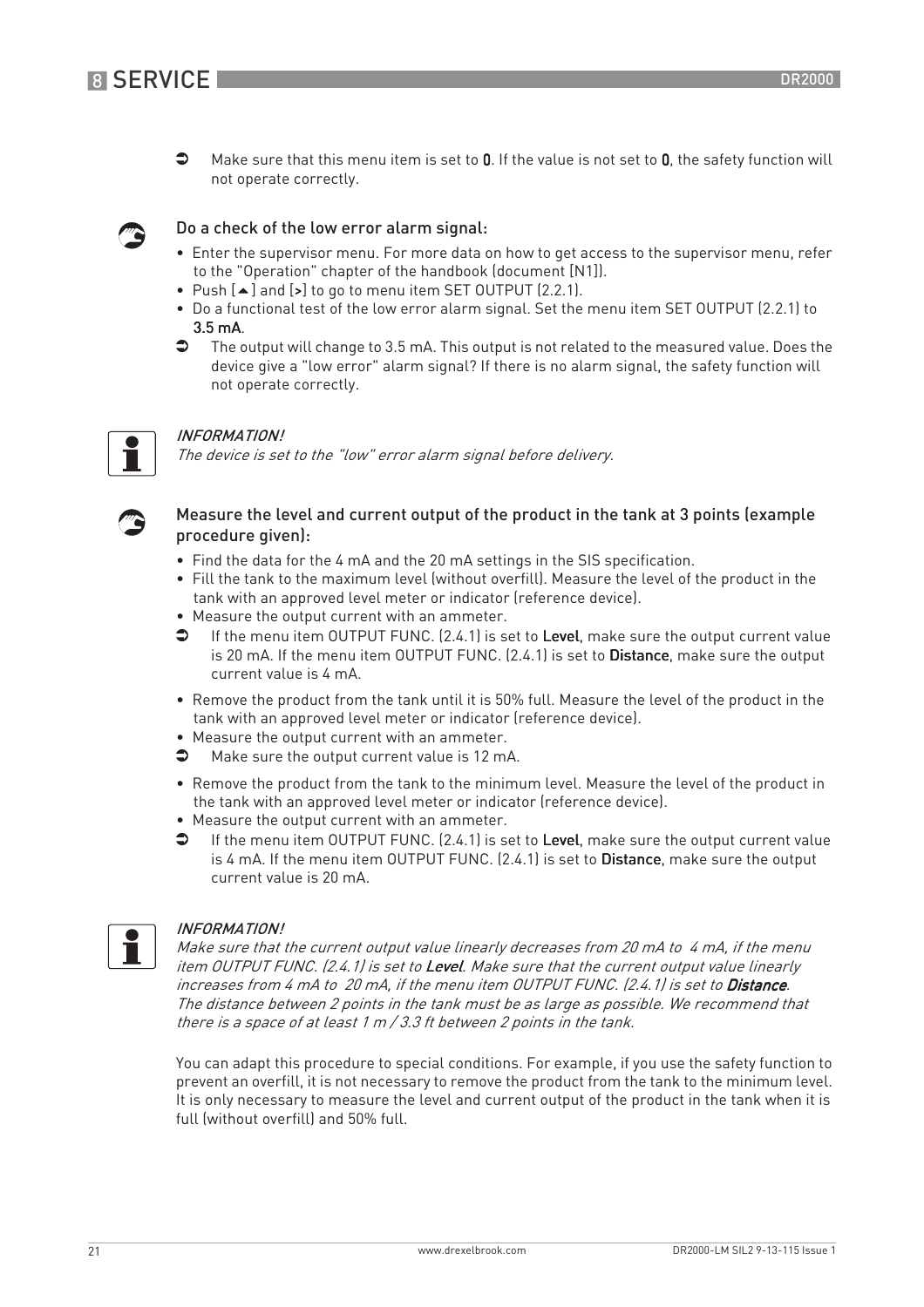➲ Make sure that this menu item is set to **0**. If the value is not set to **0**, the safety function will not operate correctly.

### Do a check of the low error alarm signal:

- Enter the supervisor menu. For more data on how to get access to the supervisor menu, refer to the "Operation" chapter of the handbook (document [N1]).
- Push [▲] and [>] to go to menu item SET OUTPUT (2.2.1).
- Do a functional test of the low error alarm signal. Set the menu item SET OUTPUT (2.2.1) to **3.5 mA**.

➲ The output will change to 3.5 mA. This output is not related to the measured value. Does the device give a "low error" alarm signal? If there is no alarm signal, the safety function will not operate correctly.

***INFORMATION!***
*The device is set to the "low" error alarm signal before delivery.*

### Measure the level and current output of the product in the tank at 3 points (example procedure given):

- Find the data for the 4 mA and the 20 mA settings in the SIS specification.
- Fill the tank to the maximum level (without overfill). Measure the level of the product in the tank with an approved level meter or indicator (reference device).
- Measure the output current with an ammeter.

➲ If the menu item OUTPUT FUNC. (2.4.1) is set to **Level**, make sure the output current value is 20 mA. If the menu item OUTPUT FUNC. (2.4.1) is set to **Distance**, make sure the output current value is 4 mA.

- Remove the product from the tank until it is 50% full. Measure the level of the product in the tank with an approved level meter or indicator (reference device).
- Measure the output current with an ammeter.

➲ Make sure the output current value is 12 mA.

- Remove the product from the tank to the minimum level. Measure the level of the product in the tank with an approved level meter or indicator (reference device).
- Measure the output current with an ammeter.

➲ If the menu item OUTPUT FUNC. (2.4.1) is set to **Level**, make sure the output current value is 4 mA. If the menu item OUTPUT FUNC. (2.4.1) is set to **Distance**, make sure the output current value is 20 mA.

***INFORMATION!***
*Make sure that the current output value linearly decreases from 20 mA to 4 mA, if the menu item OUTPUT FUNC. (2.4.1) is set to **Level**. Make sure that the current output value linearly increases from 4 mA to 20 mA, if the menu item OUTPUT FUNC. (2.4.1) is set to **Distance**. The distance between 2 points in the tank must be as large as possible. We recommend that there is a space of at least 1 m / 3.3 ft between 2 points in the tank.*

You can adapt this procedure to special conditions. For example, if you use the safety function to prevent an overfill, it is not necessary to remove the product from the tank to the minimum level. It is only necessary to measure the level and current output of the product in the tank when it is full (without overfill) and 50% full.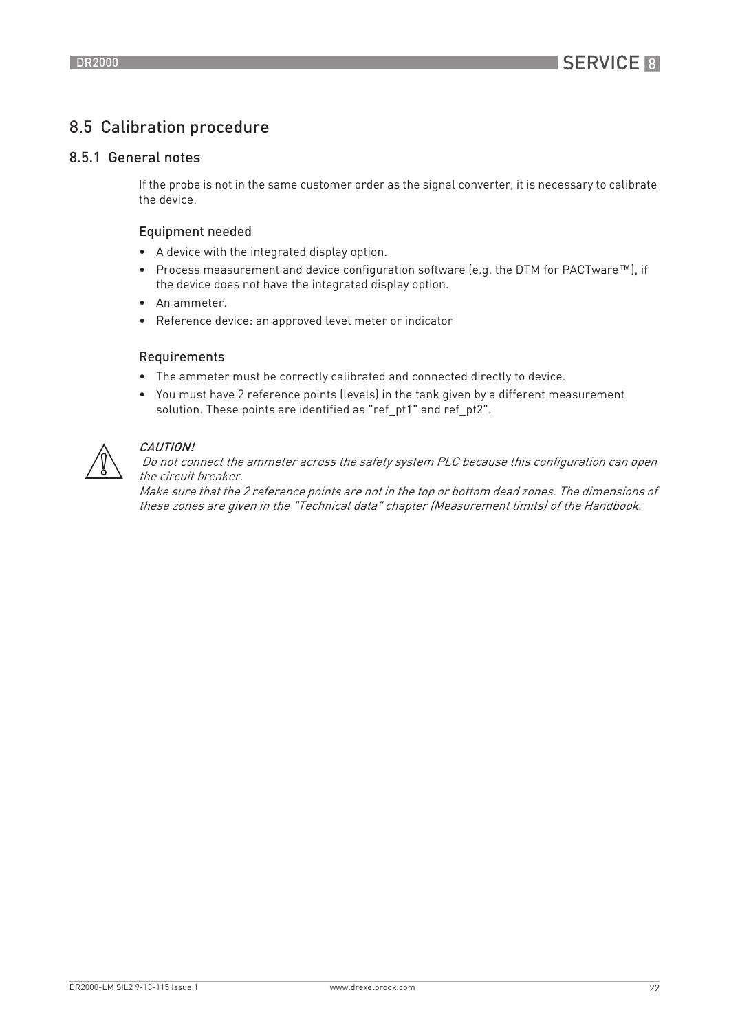## 8.5 Calibration procedure

### 8.5.1 General notes

If the probe is not in the same customer order as the signal converter, it is necessary to calibrate the device.

#### Equipment needed

- A device with the integrated display option.
- Process measurement and device configuration software (e.g. the DTM for PACTware™), if the device does not have the integrated display option.
- An ammeter.
- Reference device: an approved level meter or indicator

#### Requirements

- The ammeter must be correctly calibrated and connected directly to device.
- You must have 2 reference points (levels) in the tank given by a different measurement solution. These points are identified as "ref_pt1" and ref_pt2".

***CAUTION!***

*Do not connect the ammeter across the safety system PLC because this configuration can open the circuit breaker.*

*Make sure that the 2 reference points are not in the top or bottom dead zones. The dimensions of these zones are given in the "Technical data" chapter (Measurement limits) of the Handbook.*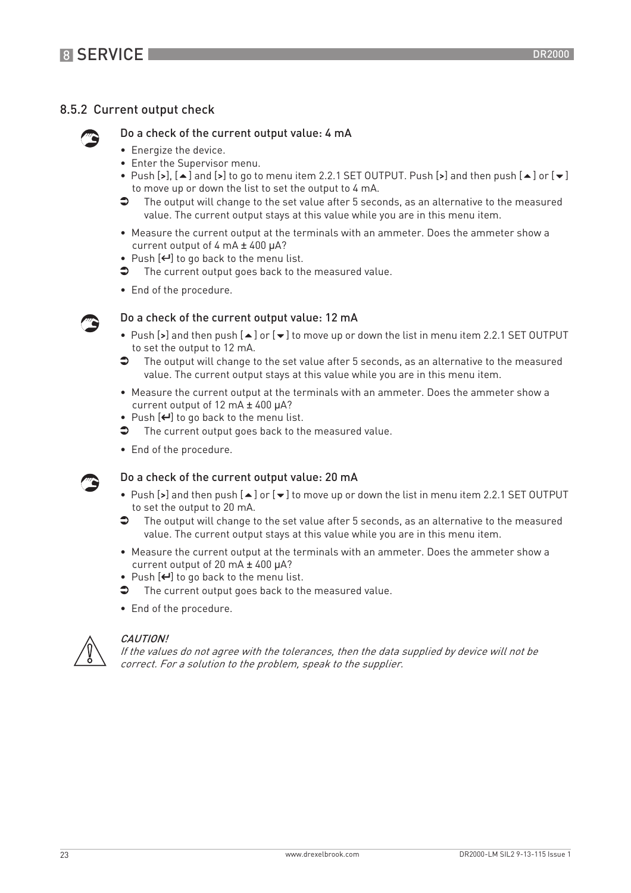### 8.5.2 Current output check

**Do a check of the current output value: 4 mA**

- Energize the device.
- Enter the Supervisor menu.
- Push [>], [▲] and [>] to go to menu item 2.2.1 SET OUTPUT. Push [>] and then push [▲] or [▼] to move up or down the list to set the output to 4 mA.

➲ The output will change to the set value after 5 seconds, as an alternative to the measured value. The current output stays at this value while you are in this menu item.

- Measure the current output at the terminals with an ammeter. Does the ammeter show a current output of 4 mA ± 400 µA?
- Push [↵] to go back to the menu list.

➲ The current output goes back to the measured value.

- End of the procedure.

**Do a check of the current output value: 12 mA**

- Push [>] and then push [▲] or [▼] to move up or down the list in menu item 2.2.1 SET OUTPUT to set the output to 12 mA.

➲ The output will change to the set value after 5 seconds, as an alternative to the measured value. The current output stays at this value while you are in this menu item.

- Measure the current output at the terminals with an ammeter. Does the ammeter show a current output of 12 mA ± 400 µA?
- Push [↵] to go back to the menu list.

➲ The current output goes back to the measured value.

- End of the procedure.

**Do a check of the current output value: 20 mA**

- Push [>] and then push [▲] or [▼] to move up or down the list in menu item 2.2.1 SET OUTPUT to set the output to 20 mA.

➲ The output will change to the set value after 5 seconds, as an alternative to the measured value. The current output stays at this value while you are in this menu item.

- Measure the current output at the terminals with an ammeter. Does the ammeter show a current output of 20 mA ± 400 µA?
- Push [↵] to go back to the menu list.

➲ The current output goes back to the measured value.

- End of the procedure.

*CAUTION!*
*If the values do not agree with the tolerances, then the data supplied by device will not be correct. For a solution to the problem, speak to the supplier.*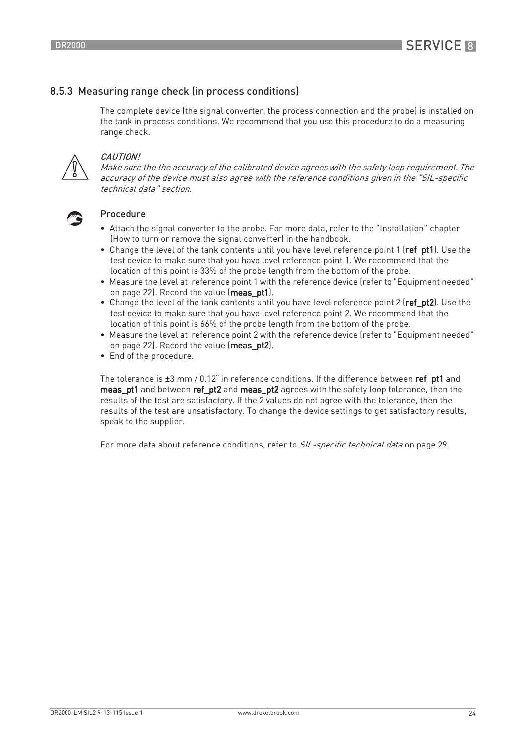### 8.5.3 Measuring range check (in process conditions)

The complete device (the signal converter, the process connection and the probe) is installed on the tank in process conditions. We recommend that you use this procedure to do a measuring range check.

*CAUTION!*
*Make sure the the accuracy of the calibrated device agrees with the safety loop requirement. The accuracy of the device must also agree with the reference conditions given in the "SIL-specific technical data" section.*

**Procedure**

- Attach the signal converter to the probe. For more data, refer to the "Installation" chapter (How to turn or remove the signal converter) in the handbook.
- Change the level of the tank contents until you have level reference point 1 (**ref_pt1**). Use the test device to make sure that you have level reference point 1. We recommend that the location of this point is 33% of the probe length from the bottom of the probe.
- Measure the level at reference point 1 with the reference device (refer to "Equipment needed" on page 22). Record the value (**meas_pt1**).
- Change the level of the tank contents until you have level reference point 2 (**ref_pt2**). Use the test device to make sure that you have level reference point 2. We recommend that the location of this point is 66% of the probe length from the bottom of the probe.
- Measure the level at reference point 2 with the reference device (refer to "Equipment needed" on page 22). Record the value (**meas_pt2**).
- End of the procedure.

The tolerance is ±3 mm / 0.12¨ in reference conditions. If the difference between **ref_pt1** and **meas_pt1** and between **ref_pt2** and **meas_pt2** agrees with the safety loop tolerance, then the results of the test are satisfactory. If the 2 values do not agree with the tolerance, then the results of the test are unsatisfactory. To change the device settings to get satisfactory results, speak to the supplier.

For more data about reference conditions, refer to *SIL-specific technical data* on page 29.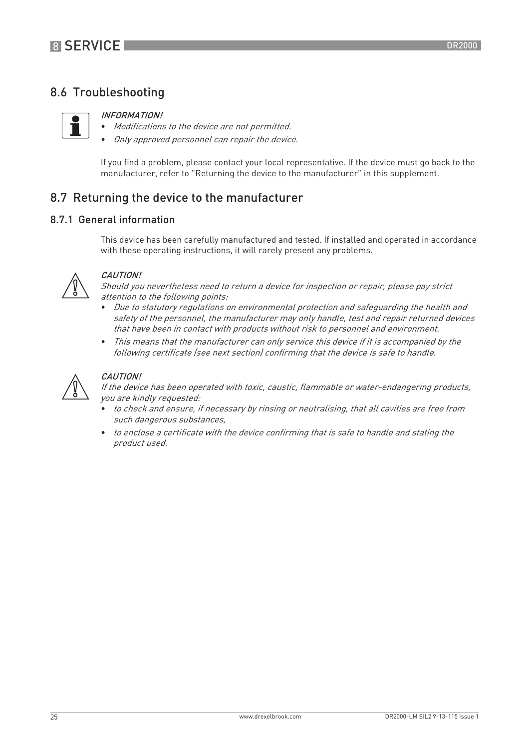## 8.6 Troubleshooting

*INFORMATION!*

- *Modifications to the device are not permitted.*
- *Only approved personnel can repair the device.*

If you find a problem, please contact your local representative. If the device must go back to the manufacturer, refer to "Returning the device to the manufacturer" in this supplement.

## 8.7 Returning the device to the manufacturer

### 8.7.1 General information

This device has been carefully manufactured and tested. If installed and operated in accordance with these operating instructions, it will rarely present any problems.

*CAUTION!*

*Should you nevertheless need to return a device for inspection or repair, please pay strict attention to the following points:*

- *Due to statutory regulations on environmental protection and safeguarding the health and safety of the personnel, the manufacturer may only handle, test and repair returned devices that have been in contact with products without risk to personnel and environment.*
- *This means that the manufacturer can only service this device if it is accompanied by the following certificate (see next section) confirming that the device is safe to handle.*

*CAUTION!*

*If the device has been operated with toxic, caustic, flammable or water-endangering products, you are kindly requested:*

- *to check and ensure, if necessary by rinsing or neutralising, that all cavities are free from such dangerous substances,*
- *to enclose a certificate with the device confirming that is safe to handle and stating the product used.*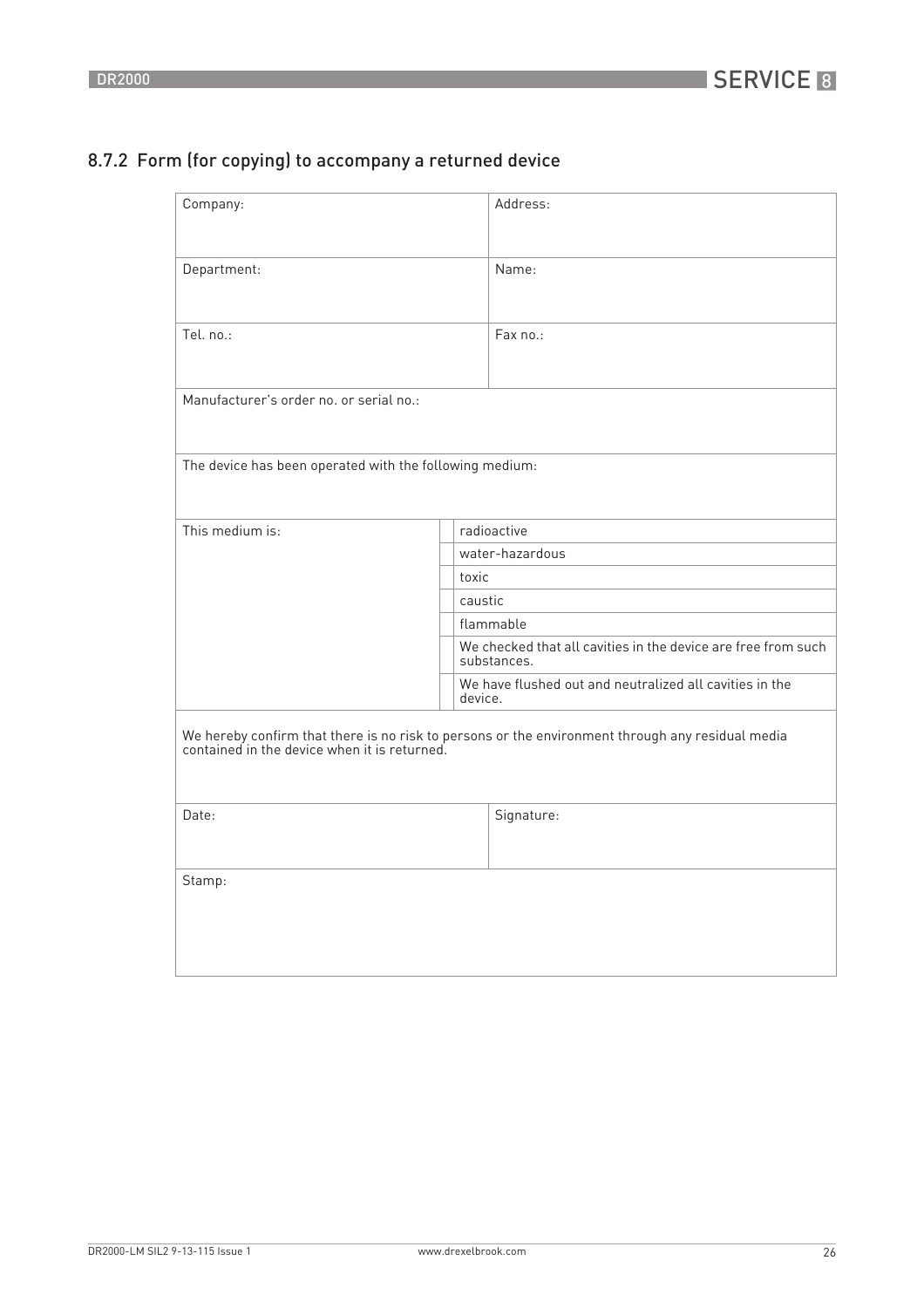## 8.7.2 Form (for copying) to accompany a returned device

| Company: | | Address: |
|---|---|---|
| Department: | | Name: |
| Tel. no.: | | Fax no.: |
| Manufacturer's order no. or serial no.: | | |
| The device has been operated with the following medium: | | |
| This medium is: | | radioactive |
| | | water-hazardous |
| | | toxic |
| | | caustic |
| | | flammable |
| | | We checked that all cavities in the device are free from such substances. |
| | | We have flushed out and neutralized all cavities in the device. |
| We hereby confirm that there is no risk to persons or the environment through any residual media contained in the device when it is returned. | | |
| Date: | | Signature: |
| Stamp: | | |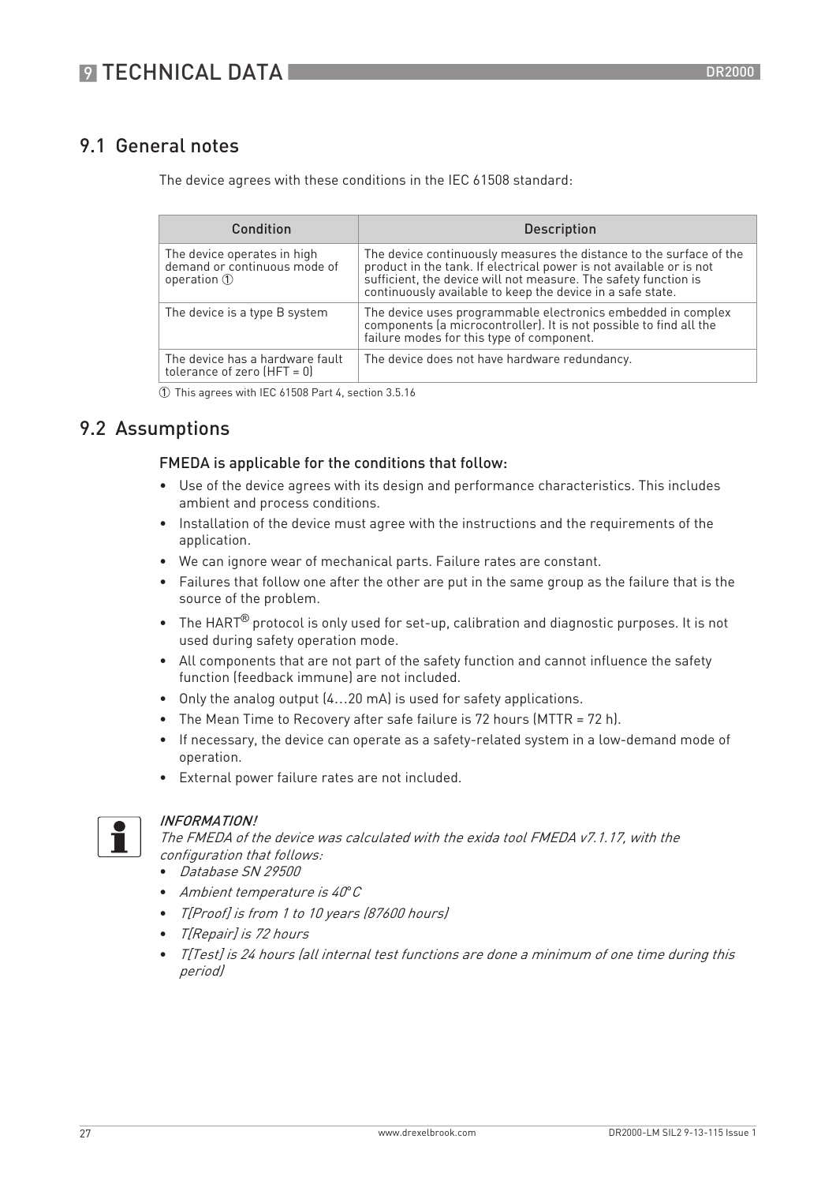## 9.1 General notes

The device agrees with these conditions in the IEC 61508 standard:

| Condition | Description |
|---|---|
| The device operates in high demand or continuous mode of operation ① | The device continuously measures the distance to the surface of the product in the tank. If electrical power is not available or is not sufficient, the device will not measure. The safety function is continuously available to keep the device in a safe state. |
| The device is a type B system | The device uses programmable electronics embedded in complex components (a microcontroller). It is not possible to find all the failure modes for this type of component. |
| The device has a hardware fault tolerance of zero (HFT = 0) | The device does not have hardware redundancy. |

① This agrees with IEC 61508 Part 4, section 3.5.16

## 9.2 Assumptions

### FMEDA is applicable for the conditions that follow:

- Use of the device agrees with its design and performance characteristics. This includes ambient and process conditions.
- Installation of the device must agree with the instructions and the requirements of the application.
- We can ignore wear of mechanical parts. Failure rates are constant.
- Failures that follow one after the other are put in the same group as the failure that is the source of the problem.
- The HART® protocol is only used for set-up, calibration and diagnostic purposes. It is not used during safety operation mode.
- All components that are not part of the safety function and cannot influence the safety function (feedback immune) are not included.
- Only the analog output (4…20 mA) is used for safety applications.
- The Mean Time to Recovery after safe failure is 72 hours (MTTR = 72 h).
- If necessary, the device can operate as a safety-related system in a low-demand mode of operation.
- External power failure rates are not included.

***INFORMATION!***
*The FMEDA of the device was calculated with the exida tool FMEDA v7.1.17, with the configuration that follows:*
- *Database SN 29500*
- *Ambient temperature is 40°C*
- *T[Proof] is from 1 to 10 years (87600 hours)*
- *T[Repair] is 72 hours*
- *T[Test] is 24 hours (all internal test functions are done a minimum of one time during this period)*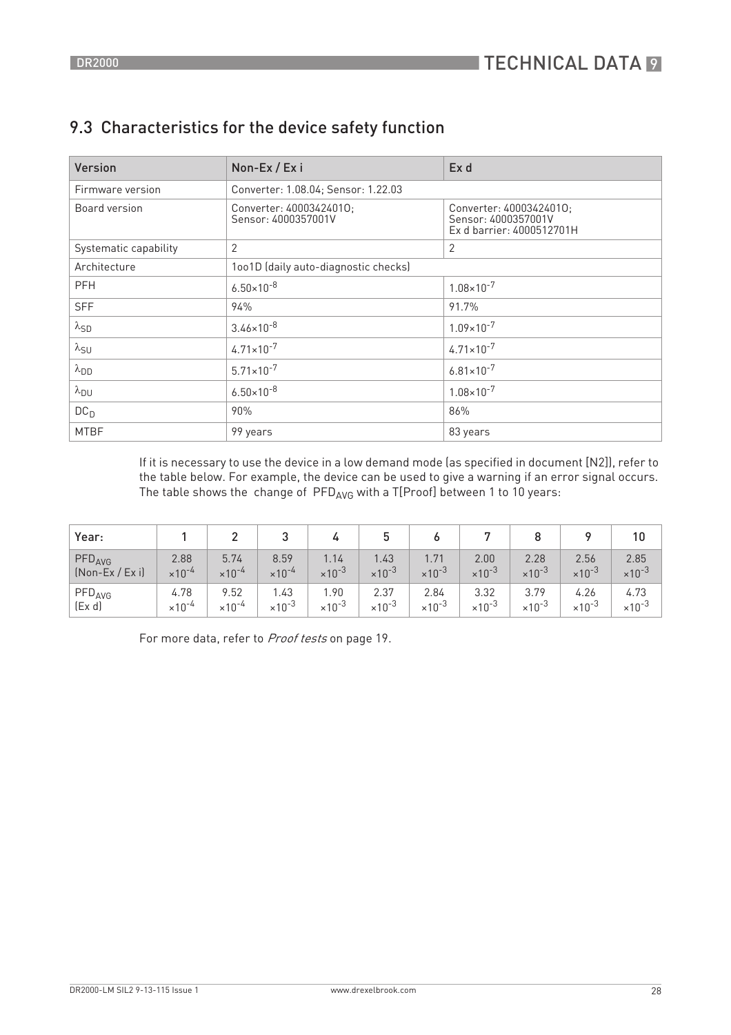## 9.3 Characteristics for the device safety function

| Version | Non-Ex / Ex i | Ex d |
|---|---|---|
| Firmware version | Converter: 1.08.04; Sensor: 1.22.03 | |
| Board version | Converter: 40003424010; Sensor: 4000357001V | Converter: 40003424010; Sensor: 4000357001V Ex d barrier: 4000512701H |
| Systematic capability | 2 | 2 |
| Architecture | 1oo1D (daily auto-diagnostic checks) | |
| PFH | $6.50 \times 10^{-8}$ | $1.08 \times 10^{-7}$ |
| SFF | 94% | 91.7% |
| $\lambda_{SD}$ | $3.46 \times 10^{-8}$ | $1.09 \times 10^{-7}$ |
| $\lambda_{SU}$ | $4.71 \times 10^{-7}$ | $4.71 \times 10^{-7}$ |
| $\lambda_{DD}$ | $5.71 \times 10^{-7}$ | $6.81 \times 10^{-7}$ |
| $\lambda_{DU}$ | $6.50 \times 10^{-8}$ | $1.08 \times 10^{-7}$ |
| $DC_D$ | 90% | 86% |
| MTBF | 99 years | 83 years |

If it is necessary to use the device in a low demand mode (as specified in document [N2]), refer to the table below. For example, the device can be used to give a warning if an error signal occurs. The table shows the change of $PFD_{AVG}$ with a T[Proof] between 1 to 10 years:

| Year: | 1 | 2 | 3 | 4 | 5 | 6 | 7 | 8 | 9 | 10 |
|---|---|---|---|---|---|---|---|---|---|---|
| $PFD_{AVG}$ (Non-Ex / Ex i) | $2.88 \times 10^{-4}$ | $5.74 \times 10^{-4}$ | $8.59 \times 10^{-4}$ | $1.14 \times 10^{-3}$ | $1.43 \times 10^{-3}$ | $1.71 \times 10^{-3}$ | $2.00 \times 10^{-3}$ | $2.28 \times 10^{-3}$ | $2.56 \times 10^{-3}$ | $2.85 \times 10^{-3}$ |
| $PFD_{AVG}$ (Ex d) | $4.78 \times 10^{-4}$ | $9.52 \times 10^{-4}$ | $1.43 \times 10^{-3}$ | $1.90 \times 10^{-3}$ | $2.37 \times 10^{-3}$ | $2.84 \times 10^{-3}$ | $3.32 \times 10^{-3}$ | $3.79 \times 10^{-3}$ | $4.26 \times 10^{-3}$ | $4.73 \times 10^{-3}$ |

For more data, refer to *Proof tests* on page 19.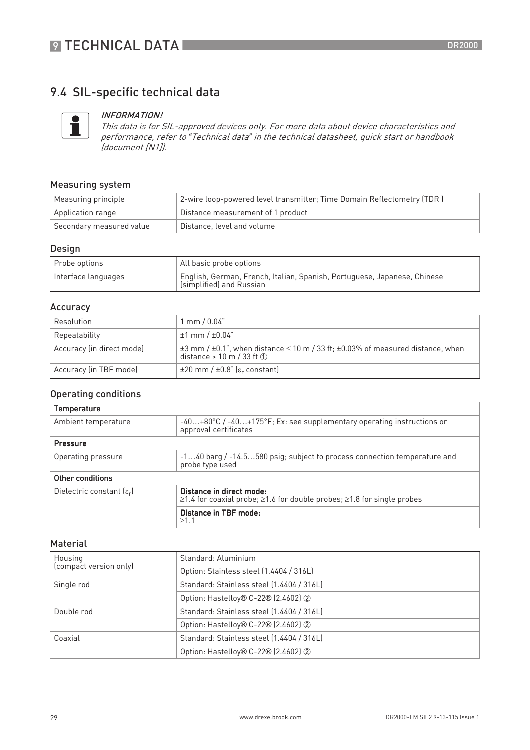## 9.4 SIL-specific technical data

> *INFORMATION!*
> *This data is for SIL-approved devices only. For more data about device characteristics and performance, refer to "Technical data" in the technical datasheet, quick start or handbook (document [N1]).*

### Measuring system

| | |
|---|---|
| Measuring principle | 2-wire loop-powered level transmitter; Time Domain Reflectometry (TDR ) |
| Application range | Distance measurement of 1 product |
| Secondary measured value | Distance, level and volume |

### Design

| | |
|---|---|
| Probe options | All basic probe options |
| Interface languages | English, German, French, Italian, Spanish, Portuguese, Japanese, Chinese (simplified) and Russian |

### Accuracy

| | |
|---|---|
| Resolution | 1 mm / 0.04¨ |
| Repeatability | ±1 mm / ±0.04¨ |
| Accuracy (in direct mode) | ±3 mm / ±0.1¨, when distance ≤ 10 m / 33 ft; ±0.03% of measured distance, when distance > 10 m / 33 ft ① |
| Accuracy (in TBF mode) | ±20 mm / ±0.8¨ ($\varepsilon_r$ constant) |

### Operating conditions

| | |
|---|---|
| **Temperature** | |
| Ambient temperature | -40…+80°C / -40…+175°F; Ex: see supplementary operating instructions or approval certificates |
| **Pressure** | |
| Operating pressure | -1…40 barg / -14.5…580 psig; subject to process connection temperature and probe type used |
| **Other conditions** | |
| Dielectric constant ($\varepsilon_r$) | **Distance in direct mode:** ≥1.4 for coaxial probe; ≥1.6 for double probes; ≥1.8 for single probes |
| | **Distance in TBF mode:** ≥1.1 |

### Material

| | |
|---|---|
| Housing (compact version only) | Standard: Aluminium |
| | Option: Stainless steel (1.4404 / 316L) |
| Single rod | Standard: Stainless steel (1.4404 / 316L) |
| | Option: Hastelloy® C-22® (2.4602) ② |
| Double rod | Standard: Stainless steel (1.4404 / 316L) |
| | Option: Hastelloy® C-22® (2.4602) ② |
| Coaxial | Standard: Stainless steel (1.4404 / 316L) |
| | Option: Hastelloy® C-22® (2.4602) ② |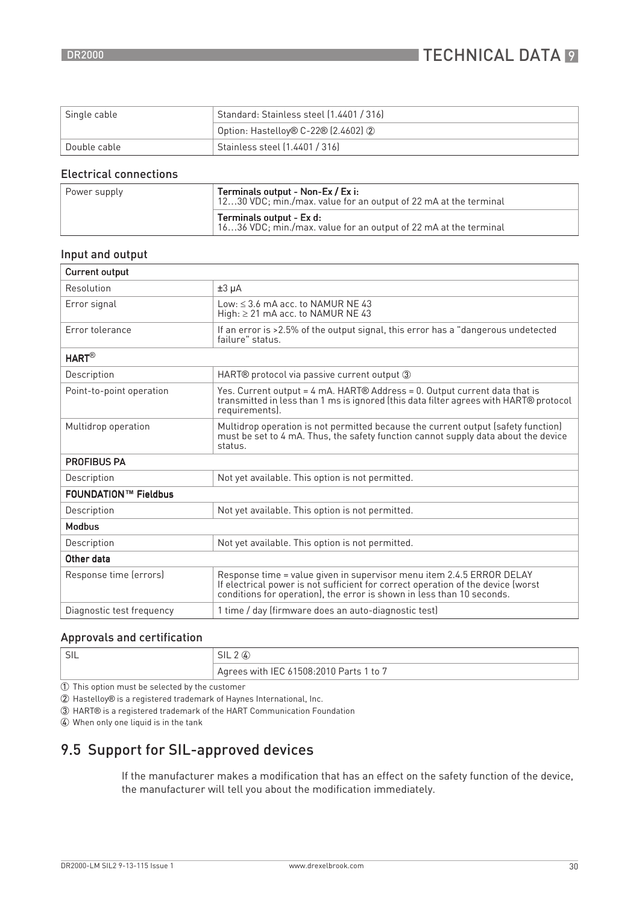| Single cable | Standard: Stainless steel (1.4401 / 316) |
| --- | --- |
| | Option: Hastelloy® C-22® (2.4602) ② |
| Double cable | Stainless steel (1.4401 / 316) |

### Electrical connections

| Power supply | **Terminals output - Non-Ex / Ex i:** 12…30 VDC; min./max. value for an output of 22 mA at the terminal |
| --- | --- |
| | **Terminals output - Ex d:** 16…36 VDC; min./max. value for an output of 22 mA at the terminal |

### Input and output

| **Current output** | |
| --- | --- |
| Resolution | ±3 μA |
| Error signal | Low: ≤ 3.6 mA acc. to NAMUR NE 43<br>High: ≥ 21 mA acc. to NAMUR NE 43 |
| Error tolerance | If an error is >2.5% of the output signal, this error has a "dangerous undetected failure" status. |
| **HART®** | |
| Description | HART® protocol via passive current output ③ |
| Point-to-point operation | Yes. Current output = 4 mA. HART® Address = 0. Output current data that is transmitted in less than 1 ms is ignored (this data filter agrees with HART® protocol requirements). |
| Multidrop operation | Multidrop operation is not permitted because the current output (safety function) must be set to 4 mA. Thus, the safety function cannot supply data about the device status. |
| **PROFIBUS PA** | |
| Description | Not yet available. This option is not permitted. |
| **FOUNDATION™ Fieldbus** | |
| Description | Not yet available. This option is not permitted. |
| **Modbus** | |
| Description | Not yet available. This option is not permitted. |
| **Other data** | |
| Response time (errors) | Response time = value given in supervisor menu item 2.4.5 ERROR DELAY<br>If electrical power is not sufficient for correct operation of the device (worst conditions for operation), the error is shown in less than 10 seconds. |
| Diagnostic test frequency | 1 time / day (firmware does an auto-diagnostic test) |

### Approvals and certification

| SIL | SIL 2 ④ |
| --- | --- |
| | Agrees with IEC 61508:2010 Parts 1 to 7 |

① This option must be selected by the customer

② Hastelloy® is a registered trademark of Haynes International, Inc.

③ HART® is a registered trademark of the HART Communication Foundation

④ When only one liquid is in the tank

## 9.5 Support for SIL-approved devices

If the manufacturer makes a modification that has an effect on the safety function of the device, the manufacturer will tell you about the modification immediately.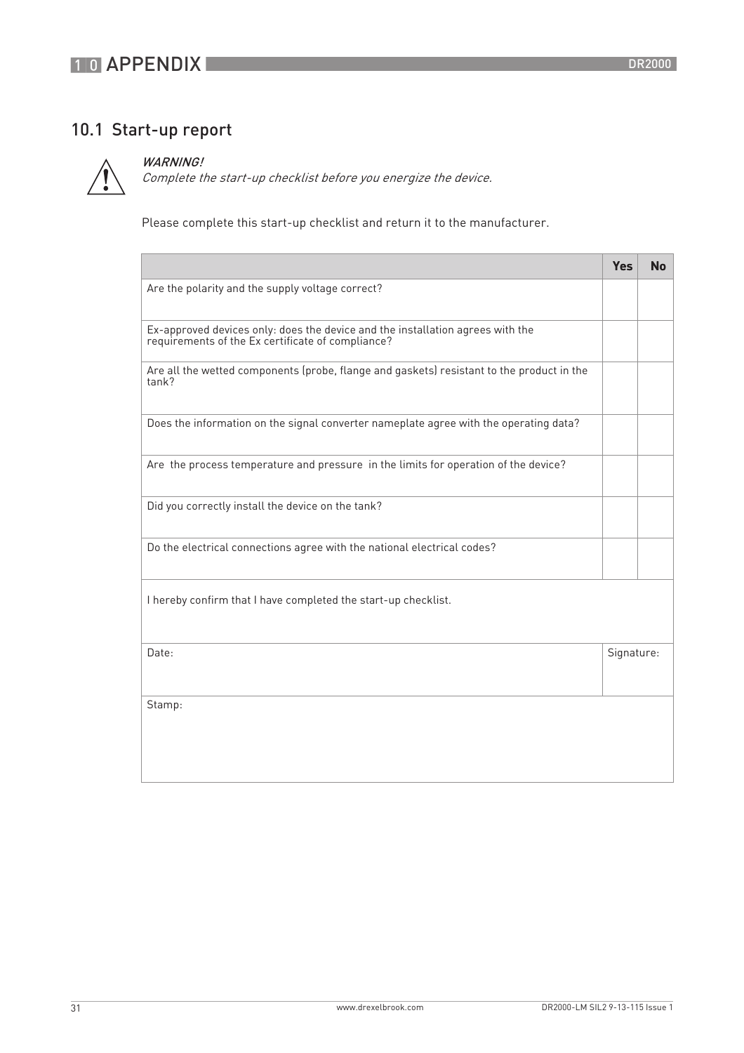## 10.1 Start-up report

*WARNING!*
*Complete the start-up checklist before you energize the device.*

Please complete this start-up checklist and return it to the manufacturer.

| | Yes | No |
|---|---|---|
| Are the polarity and the supply voltage correct? | | |
| Ex-approved devices only: does the device and the installation agrees with the requirements of the Ex certificate of compliance? | | |
| Are all the wetted components (probe, flange and gaskets) resistant to the product in the tank? | | |
| Does the information on the signal converter nameplate agree with the operating data? | | |
| Are the process temperature and pressure in the limits for operation of the device? | | |
| Did you correctly install the device on the tank? | | |
| Do the electrical connections agree with the national electrical codes? | | |
| I hereby confirm that I have completed the start-up checklist. | | |
| Date: | Signature: | |
| Stamp: | | |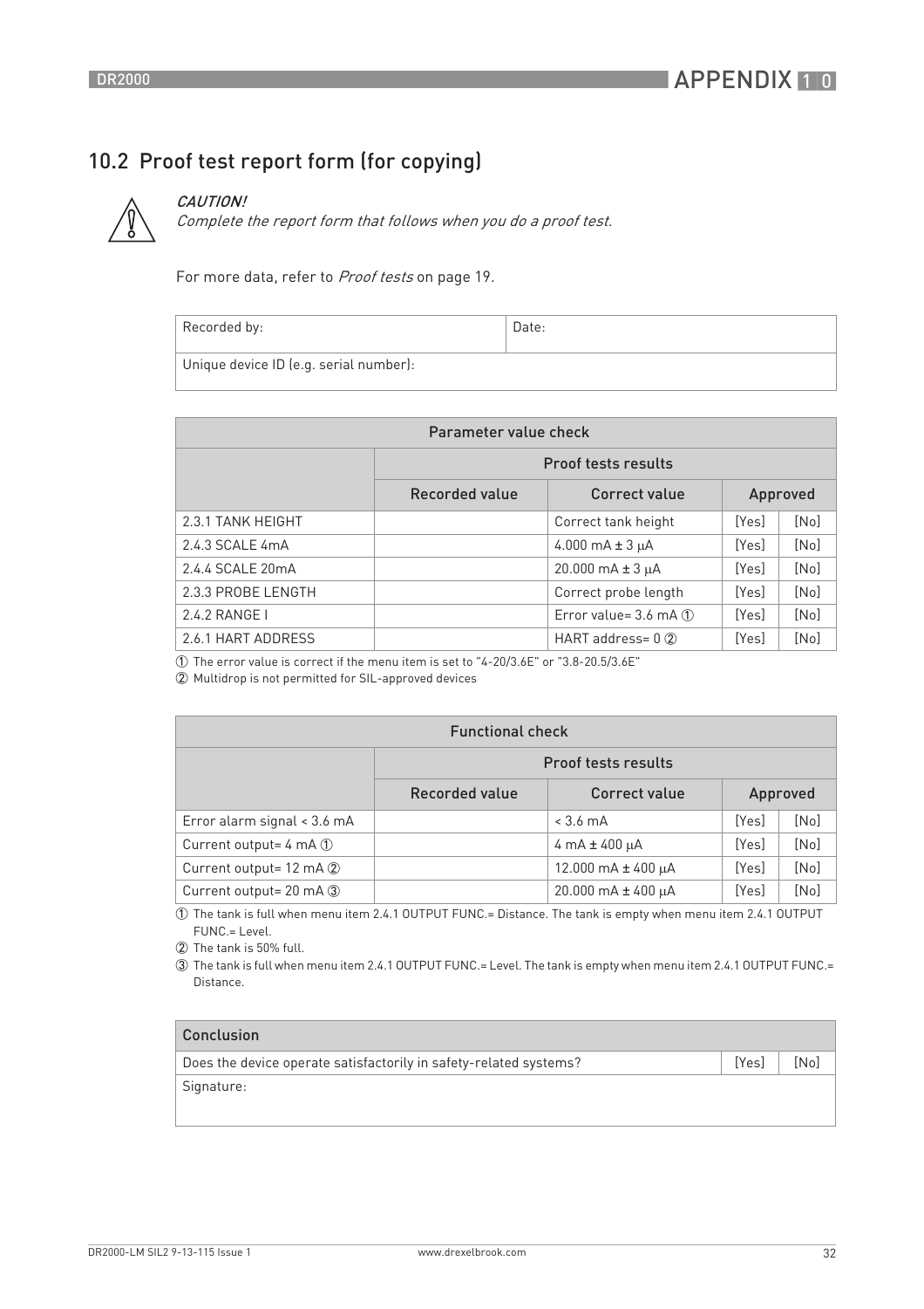## 10.2 Proof test report form (for copying)

*CAUTION!*
*Complete the report form that follows when you do a proof test.*

For more data, refer to *Proof tests* on page 19.

| Recorded by: | Date: |
|---|---|
| Unique device ID (e.g. serial number): | |

| Parameter value check | | | | |
|---|---|---|---|---|
| | Proof tests results | | | |
| | Recorded value | Correct value | Approved | |
| 2.3.1 TANK HEIGHT | | Correct tank height | [Yes] | [No] |
| 2.4.3 SCALE 4mA | | 4.000 mA ± 3 µA | [Yes] | [No] |
| 2.4.4 SCALE 20mA | | 20.000 mA ± 3 µA | [Yes] | [No] |
| 2.3.3 PROBE LENGTH | | Correct probe length | [Yes] | [No] |
| 2.4.2 RANGE I | | Error value= 3.6 mA ① | [Yes] | [No] |
| 2.6.1 HART ADDRESS | | HART address= 0 ② | [Yes] | [No] |

① The error value is correct if the menu item is set to "4-20/3.6E" or "3.8-20.5/3.6E"

② Multidrop is not permitted for SIL-approved devices

| Functional check | | | | |
|---|---|---|---|---|
| | Proof tests results | | | |
| | Recorded value | Correct value | Approved | |
| Error alarm signal < 3.6 mA | | < 3.6 mA | [Yes] | [No] |
| Current output= 4 mA ① | | 4 mA ± 400 µA | [Yes] | [No] |
| Current output= 12 mA ② | | 12.000 mA ± 400 µA | [Yes] | [No] |
| Current output= 20 mA ③ | | 20.000 mA ± 400 µA | [Yes] | [No] |

① The tank is full when menu item 2.4.1 OUTPUT FUNC.= Distance. The tank is empty when menu item 2.4.1 OUTPUT FUNC.= Level.

② The tank is 50% full.

③ The tank is full when menu item 2.4.1 OUTPUT FUNC.= Level. The tank is empty when menu item 2.4.1 OUTPUT FUNC.= Distance.

| Conclusion | | |
|---|---|---|
| Does the device operate satisfactorily in safety-related systems? | [Yes] | [No] |
| Signature: | | |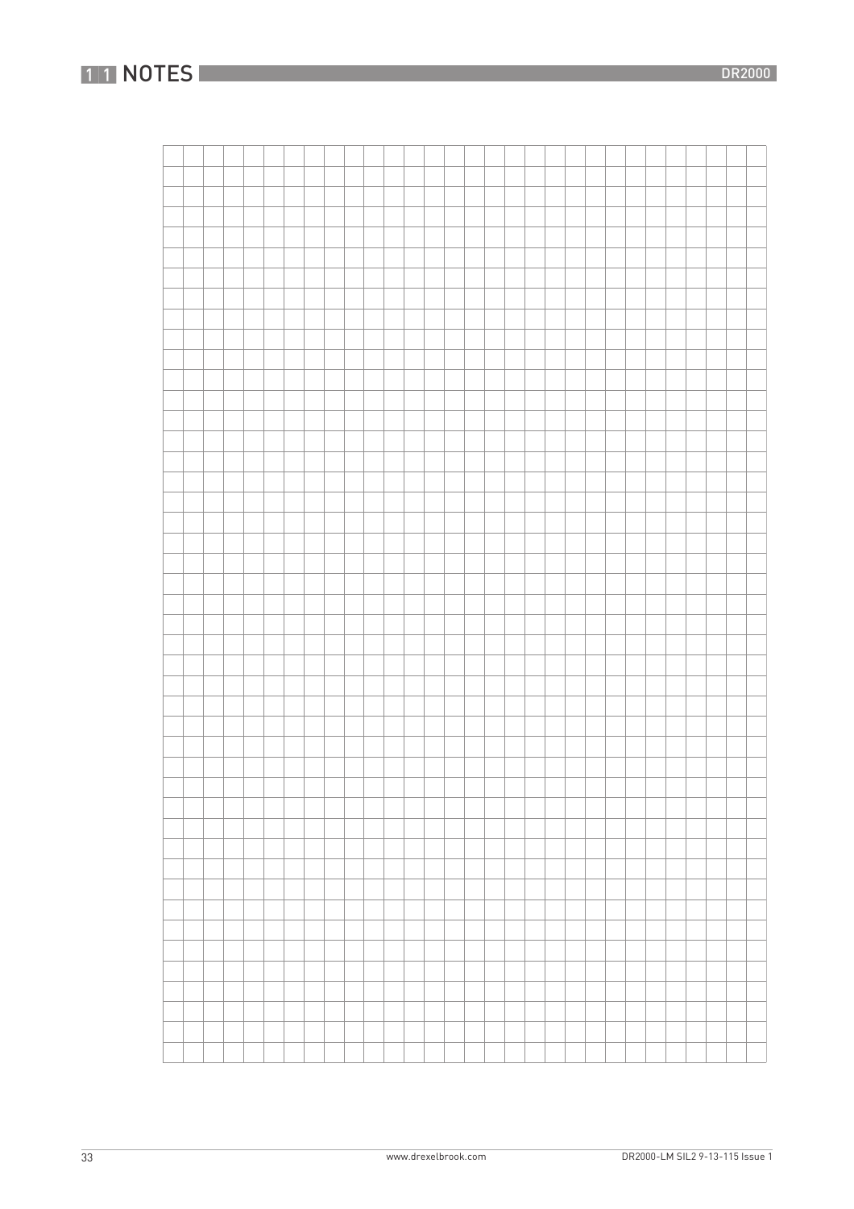# 11 NOTES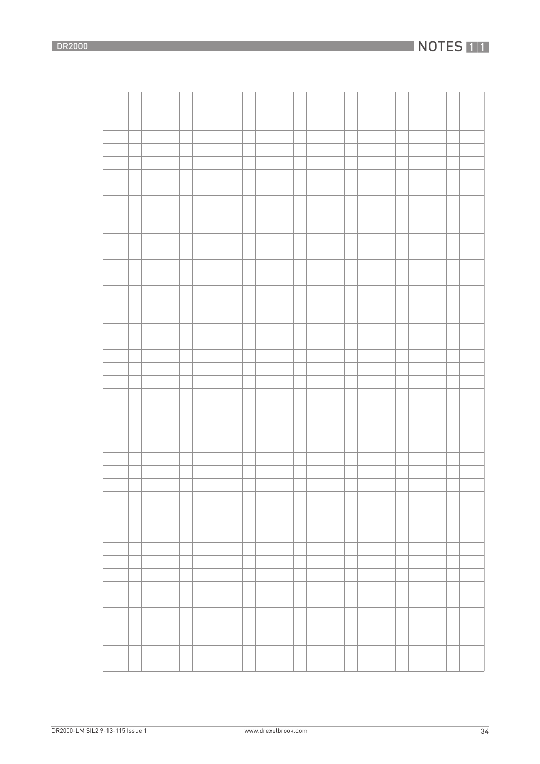# 11 NOTES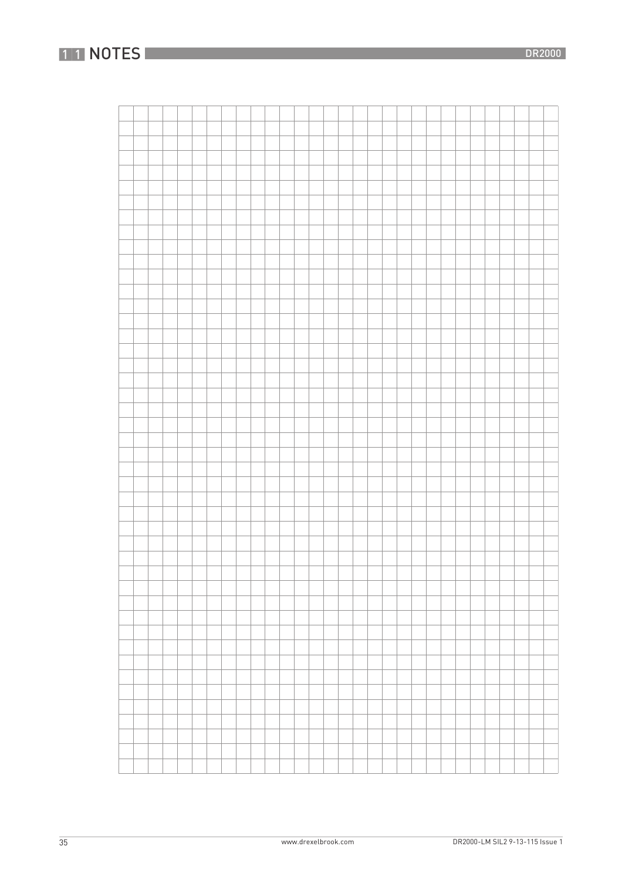# 11 NOTES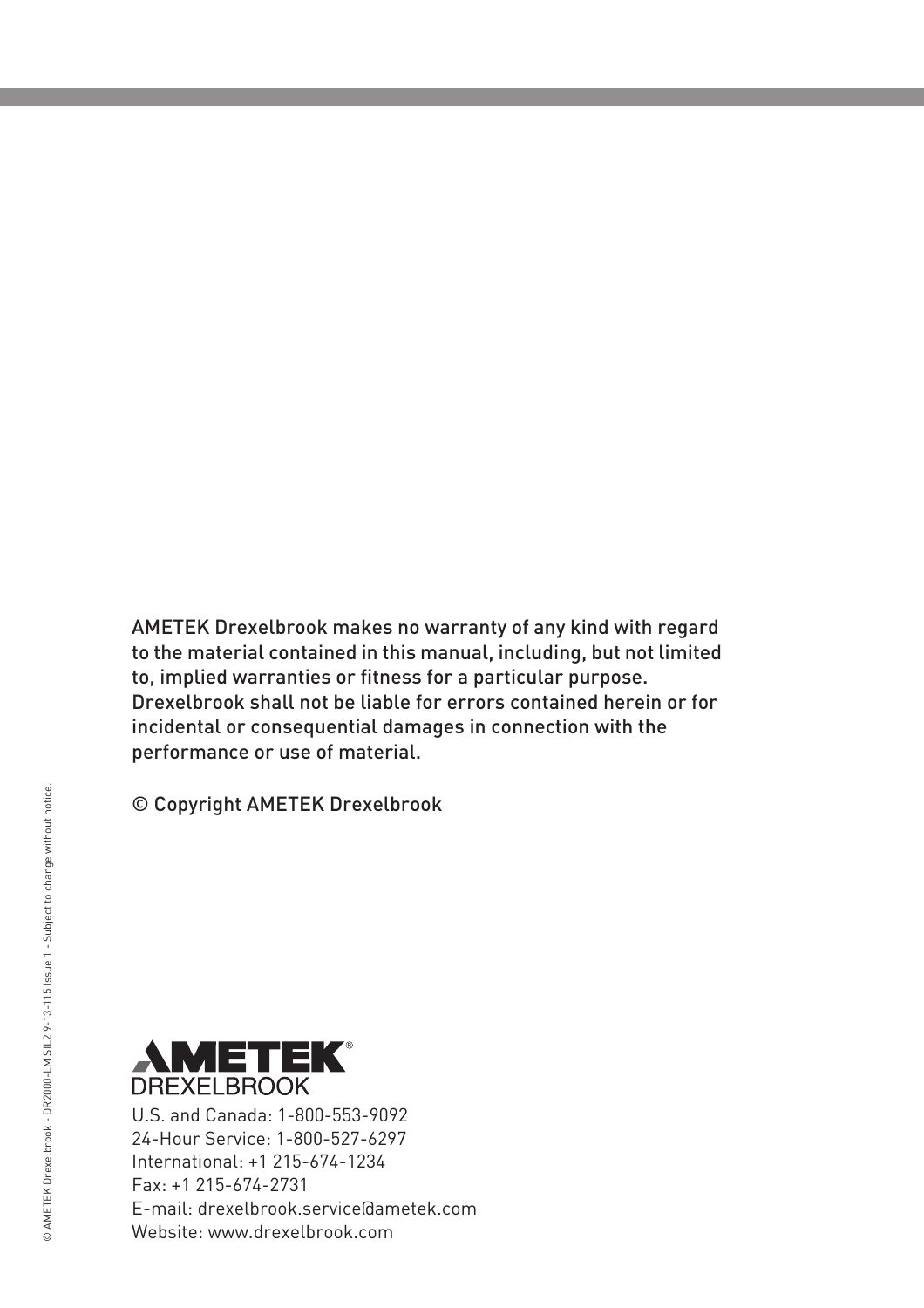AMETEK Drexelbrook makes no warranty of any kind with regard to the material contained in this manual, including, but not limited to, implied warranties or fitness for a particular purpose. Drexelbrook shall not be liable for errors contained herein or for incidental or consequential damages in connection with the performance or use of material.

© Copyright AMETEK Drexelbrook

AMETEK®
DREXELBROOK

U.S. and Canada: 1-800-553-9092
24-Hour Service: 1-800-527-6297
International: +1 215-674-1234
Fax: +1 215-674-2731
E-mail: drexelbrook.service@ametek.com
Website: www.drexelbrook.com

© AMETEK Drexelbrook - DR2000-LM SIL2 9-13-115 Issue 1 - Subject to change without notice.